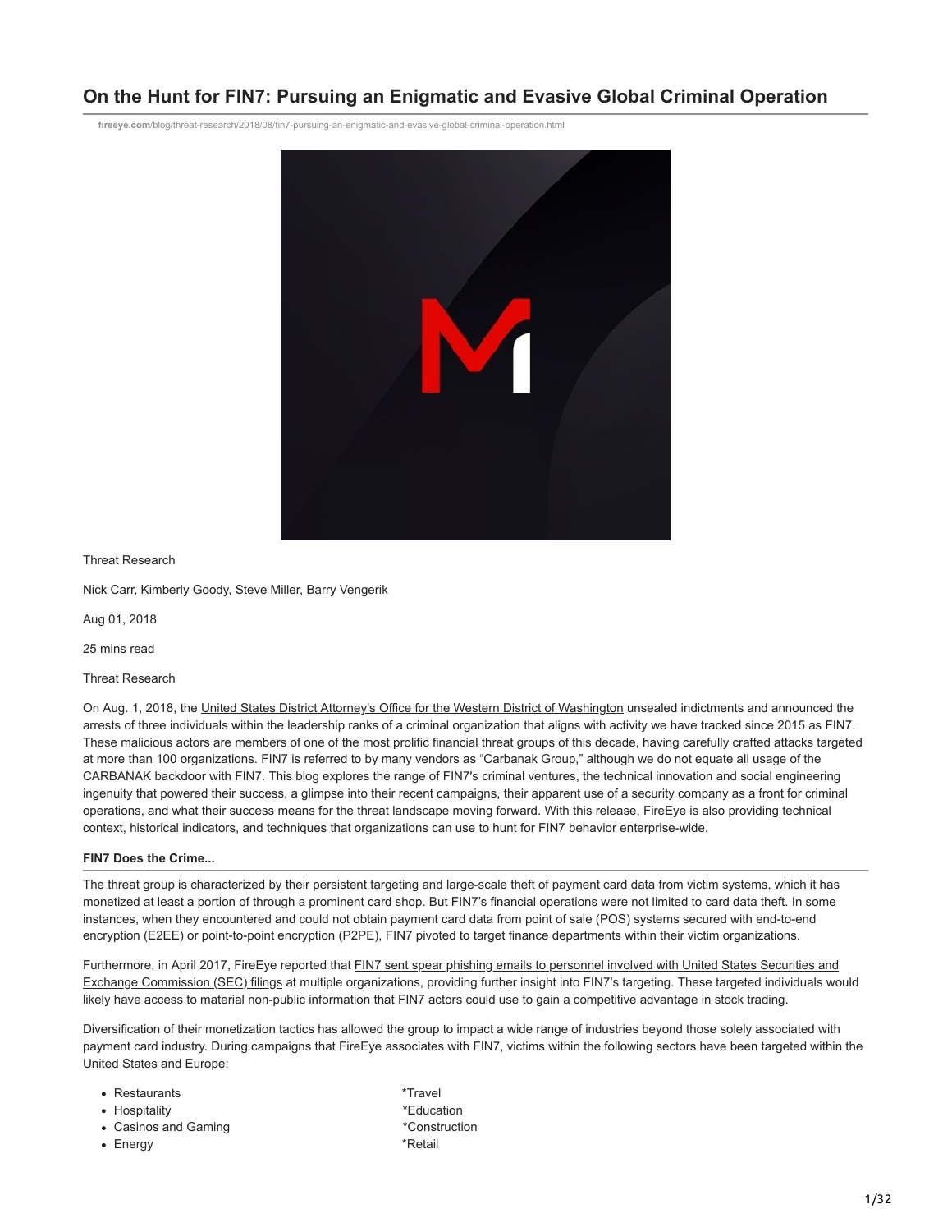# On the Hunt for FIN7: Pursuing an Enigmatic and Evasive Global Criminal Operation

fireeye.com/blog/threat-research/2018/08/fin7-pursuing-an-enigmatic-and-evasive-global-criminal-operation.html

Threat Research

Nick Carr, Kimberly Goody, Steve Miller, Barry Vengerik

Aug 01, 2018

25 mins read

Threat Research

On Aug. 1, 2018, the United States District Attorney's Office for the Western District of Washington unsealed indictments and announced the arrests of three individuals within the leadership ranks of a criminal organization that aligns with activity we have tracked since 2015 as FIN7. These malicious actors are members of one of the most prolific financial threat groups of this decade, having carefully crafted attacks targeted at more than 100 organizations. FIN7 is referred to by many vendors as "Carbanak Group," although we do not equate all usage of the CARBANAK backdoor with FIN7. This blog explores the range of FIN7's criminal ventures, the technical innovation and social engineering ingenuity that powered their success, a glimpse into their recent campaigns, their apparent use of a security company as a front for criminal operations, and what their success means for the threat landscape moving forward. With this release, FireEye is also providing technical context, historical indicators, and techniques that organizations can use to hunt for FIN7 behavior enterprise-wide.

**FIN7 Does the Crime...**

The threat group is characterized by their persistent targeting and large-scale theft of payment card data from victim systems, which it has monetized at least a portion of through a prominent card shop. But FIN7's financial operations were not limited to card data theft. In some instances, when they encountered and could not obtain payment card data from point of sale (POS) systems secured with end-to-end encryption (E2EE) or point-to-point encryption (P2PE), FIN7 pivoted to target finance departments within their victim organizations.

Furthermore, in April 2017, FireEye reported that FIN7 sent spear phishing emails to personnel involved with United States Securities and Exchange Commission (SEC) filings at multiple organizations, providing further insight into FIN7's targeting. These targeted individuals would likely have access to material non-public information that FIN7 actors could use to gain a competitive advantage in stock trading.

Diversification of their monetization tactics has allowed the group to impact a wide range of industries beyond those solely associated with payment card industry. During campaigns that FireEye associates with FIN7, victims within the following sectors have been targeted within the United States and Europe:

- Restaurants
- Hospitality
- Casinos and Gaming
- Energy
- *Travel
- *Education
- *Construction
- *Retail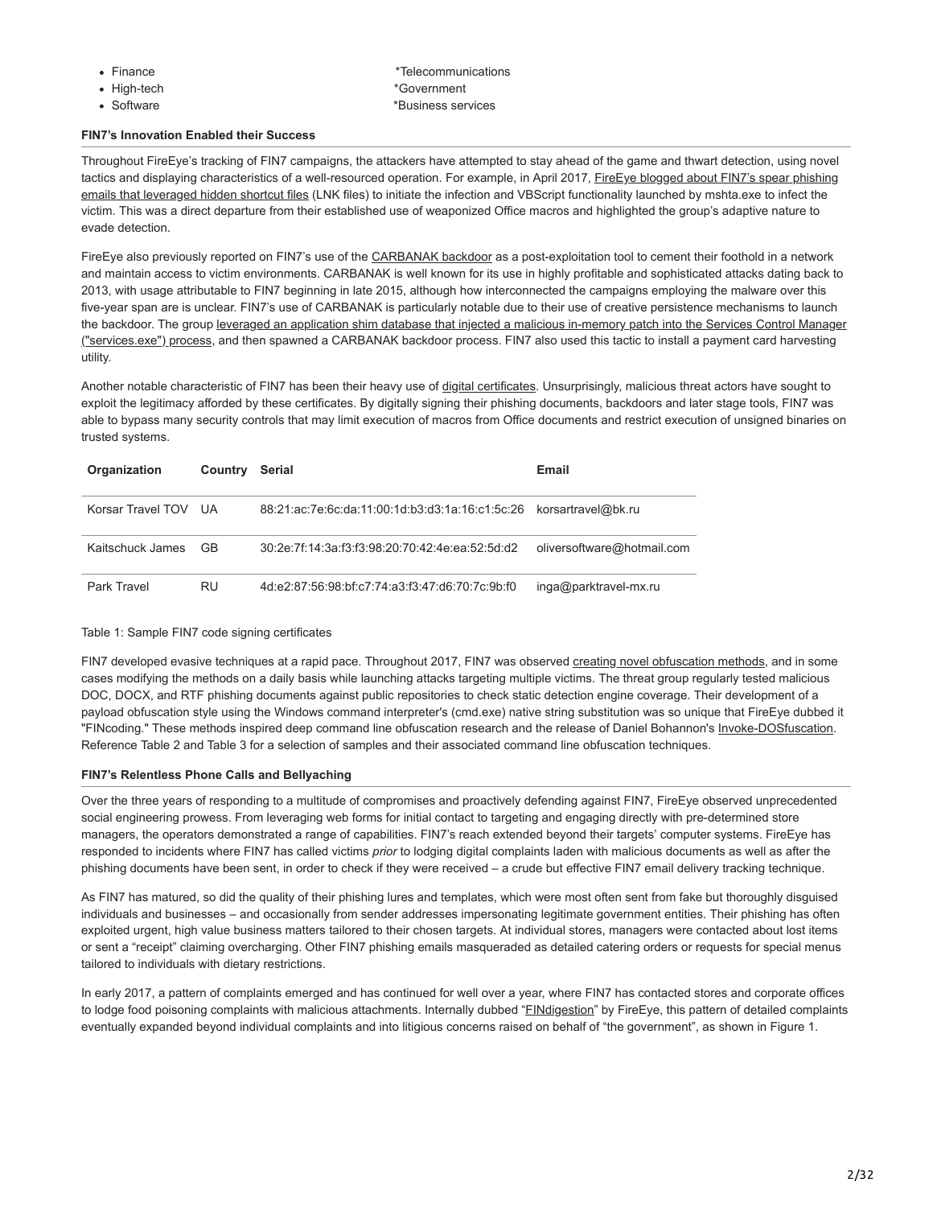- Finance
- High-tech
- Software

*Telecommunications
*Government
*Business services

**FIN7's Innovation Enabled their Success**

Throughout FireEye's tracking of FIN7 campaigns, the attackers have attempted to stay ahead of the game and thwart detection, using novel tactics and displaying characteristics of a well-resourced operation. For example, in April 2017, FireEye blogged about FIN7's spear phishing emails that leveraged hidden shortcut files (LNK files) to initiate the infection and VBScript functionality launched by mshta.exe to infect the victim. This was a direct departure from their established use of weaponized Office macros and highlighted the group's adaptive nature to evade detection.

FireEye also previously reported on FIN7's use of the CARBANAK backdoor as a post-exploitation tool to cement their foothold in a network and maintain access to victim environments. CARBANAK is well known for its use in highly profitable and sophisticated attacks dating back to 2013, with usage attributable to FIN7 beginning in late 2015, although how interconnected the campaigns employing the malware over this five-year span are is unclear. FIN7's use of CARBANAK is particularly notable due to their use of creative persistence mechanisms to launch the backdoor. The group leveraged an application shim database that injected a malicious in-memory patch into the Services Control Manager ("services.exe") process, and then spawned a CARBANAK backdoor process. FIN7 also used this tactic to install a payment card harvesting utility.

Another notable characteristic of FIN7 has been their heavy use of digital certificates. Unsurprisingly, malicious threat actors have sought to exploit the legitimacy afforded by these certificates. By digitally signing their phishing documents, backdoors and later stage tools, FIN7 was able to bypass many security controls that may limit execution of macros from Office documents and restrict execution of unsigned binaries on trusted systems.

| Organization | Country | Serial | Email |
|---|---|---|---|
| Korsar Travel TOV | UA | 88:21:ac:7e:6c:da:11:00:1d:b3:d3:1a:16:c1:5c:26 | korsartravel@bk.ru |
| Kaitschuck James | GB | 30:2e:7f:14:3a:f3:f3:98:20:70:42:4e:ea:52:5d:d2 | oliversoftware@hotmail.com |
| Park Travel | RU | 4d:e2:87:56:98:bf:c7:74:a3:f3:47:d6:70:7c:9b:f0 | inga@parktravel-mx.ru |

Table 1: Sample FIN7 code signing certificates

FIN7 developed evasive techniques at a rapid pace. Throughout 2017, FIN7 was observed creating novel obfuscation methods, and in some cases modifying the methods on a daily basis while launching attacks targeting multiple victims. The threat group regularly tested malicious DOC, DOCX, and RTF phishing documents against public repositories to check static detection engine coverage. Their development of a payload obfuscation style using the Windows command interpreter's (cmd.exe) native string substitution was so unique that FireEye dubbed it "FINcoding." These methods inspired deep command line obfuscation research and the release of Daniel Bohannon's Invoke-DOSfuscation. Reference Table 2 and Table 3 for a selection of samples and their associated command line obfuscation techniques.

**FIN7's Relentless Phone Calls and Bellyaching**

Over the three years of responding to a multitude of compromises and proactively defending against FIN7, FireEye observed unprecedented social engineering prowess. From leveraging web forms for initial contact to targeting and engaging directly with pre-determined store managers, the operators demonstrated a range of capabilities. FIN7's reach extended beyond their targets' computer systems. FireEye has responded to incidents where FIN7 has called victims *prior* to lodging digital complaints laden with malicious documents as well as after the phishing documents have been sent, in order to check if they were received – a crude but effective FIN7 email delivery tracking technique.

As FIN7 has matured, so did the quality of their phishing lures and templates, which were most often sent from fake but thoroughly disguised individuals and businesses – and occasionally from sender addresses impersonating legitimate government entities. Their phishing has often exploited urgent, high value business matters tailored to their chosen targets. At individual stores, managers were contacted about lost items or sent a "receipt" claiming overcharging. Other FIN7 phishing emails masqueraded as detailed catering orders or requests for special menus tailored to individuals with dietary restrictions.

In early 2017, a pattern of complaints emerged and has continued for well over a year, where FIN7 has contacted stores and corporate offices to lodge food poisoning complaints with malicious attachments. Internally dubbed "FINdigestion" by FireEye, this pattern of detailed complaints eventually expanded beyond individual complaints and into litigious concerns raised on behalf of "the government", as shown in Figure 1.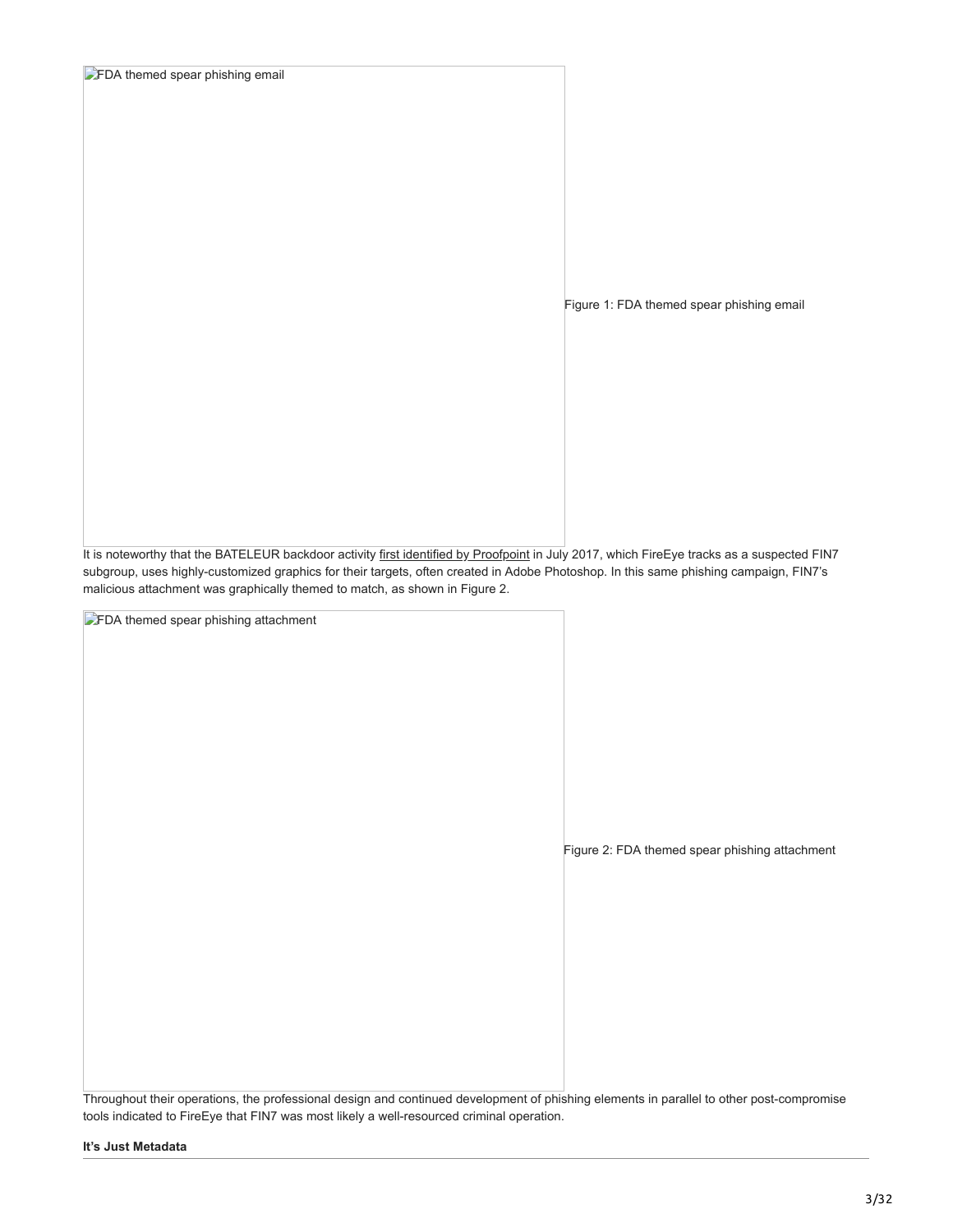![FDA themed spear phishing email]

Figure 1: FDA themed spear phishing email

It is noteworthy that the BATELEUR backdoor activity first identified by Proofpoint in July 2017, which FireEye tracks as a suspected FIN7 subgroup, uses highly-customized graphics for their targets, often created in Adobe Photoshop. In this same phishing campaign, FIN7's malicious attachment was graphically themed to match, as shown in Figure 2.

![FDA themed spear phishing attachment]

Figure 2: FDA themed spear phishing attachment

Throughout their operations, the professional design and continued development of phishing elements in parallel to other post-compromise tools indicated to FireEye that FIN7 was most likely a well-resourced criminal operation.

**It's Just Metadata**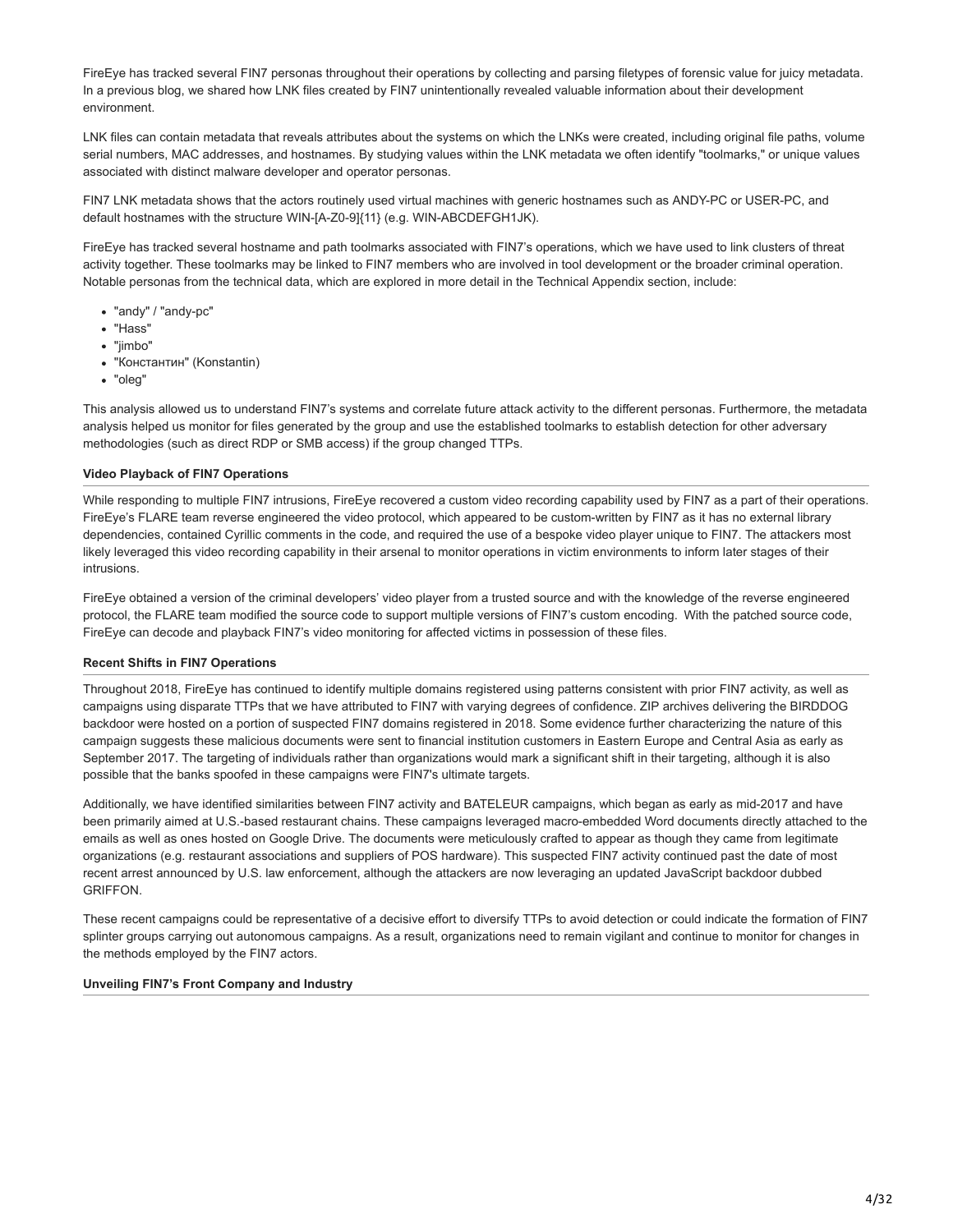FireEye has tracked several FIN7 personas throughout their operations by collecting and parsing filetypes of forensic value for juicy metadata. In a previous blog, we shared how LNK files created by FIN7 unintentionally revealed valuable information about their development environment.

LNK files can contain metadata that reveals attributes about the systems on which the LNKs were created, including original file paths, volume serial numbers, MAC addresses, and hostnames. By studying values within the LNK metadata we often identify "toolmarks," or unique values associated with distinct malware developer and operator personas.

FIN7 LNK metadata shows that the actors routinely used virtual machines with generic hostnames such as ANDY-PC or USER-PC, and default hostnames with the structure WIN-[A-Z0-9]{11} (e.g. WIN-ABCDEFGH1JK).

FireEye has tracked several hostname and path toolmarks associated with FIN7's operations, which we have used to link clusters of threat activity together. These toolmarks may be linked to FIN7 members who are involved in tool development or the broader criminal operation. Notable personas from the technical data, which are explored in more detail in the Technical Appendix section, include:

- "andy" / "andy-pc"
- "Hass"
- "jimbo"
- "Константин" (Konstantin)
- "oleg"

This analysis allowed us to understand FIN7's systems and correlate future attack activity to the different personas. Furthermore, the metadata analysis helped us monitor for files generated by the group and use the established toolmarks to establish detection for other adversary methodologies (such as direct RDP or SMB access) if the group changed TTPs.

**Video Playback of FIN7 Operations**

While responding to multiple FIN7 intrusions, FireEye recovered a custom video recording capability used by FIN7 as a part of their operations. FireEye's FLARE team reverse engineered the video protocol, which appeared to be custom-written by FIN7 as it has no external library dependencies, contained Cyrillic comments in the code, and required the use of a bespoke video player unique to FIN7. The attackers most likely leveraged this video recording capability in their arsenal to monitor operations in victim environments to inform later stages of their intrusions.

FireEye obtained a version of the criminal developers' video player from a trusted source and with the knowledge of the reverse engineered protocol, the FLARE team modified the source code to support multiple versions of FIN7's custom encoding. With the patched source code, FireEye can decode and playback FIN7's video monitoring for affected victims in possession of these files.

**Recent Shifts in FIN7 Operations**

Throughout 2018, FireEye has continued to identify multiple domains registered using patterns consistent with prior FIN7 activity, as well as campaigns using disparate TTPs that we have attributed to FIN7 with varying degrees of confidence. ZIP archives delivering the BIRDDOG backdoor were hosted on a portion of suspected FIN7 domains registered in 2018. Some evidence further characterizing the nature of this campaign suggests these malicious documents were sent to financial institution customers in Eastern Europe and Central Asia as early as September 2017. The targeting of individuals rather than organizations would mark a significant shift in their targeting, although it is also possible that the banks spoofed in these campaigns were FIN7's ultimate targets.

Additionally, we have identified similarities between FIN7 activity and BATELEUR campaigns, which began as early as mid-2017 and have been primarily aimed at U.S.-based restaurant chains. These campaigns leveraged macro-embedded Word documents directly attached to the emails as well as ones hosted on Google Drive. The documents were meticulously crafted to appear as though they came from legitimate organizations (e.g. restaurant associations and suppliers of POS hardware). This suspected FIN7 activity continued past the date of most recent arrest announced by U.S. law enforcement, although the attackers are now leveraging an updated JavaScript backdoor dubbed GRIFFON.

These recent campaigns could be representative of a decisive effort to diversify TTPs to avoid detection or could indicate the formation of FIN7 splinter groups carrying out autonomous campaigns. As a result, organizations need to remain vigilant and continue to monitor for changes in the methods employed by the FIN7 actors.

**Unveiling FIN7's Front Company and Industry**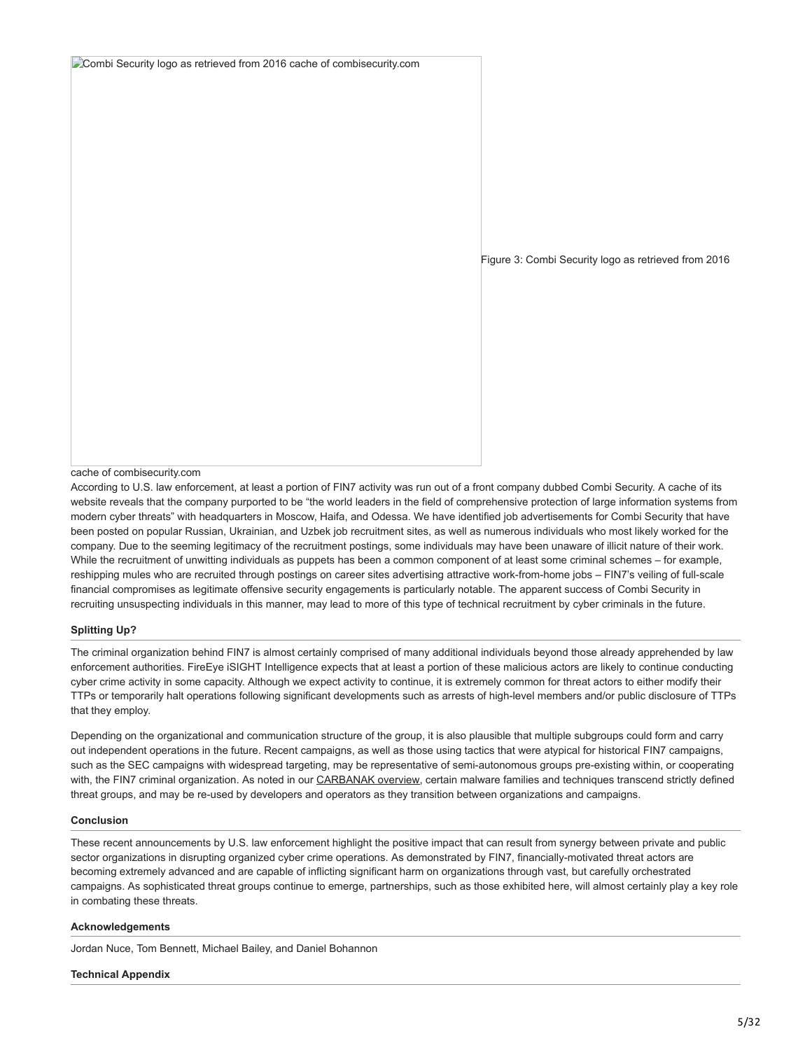Combi Security logo as retrieved from 2016 cache of combisecurity.com

Figure 3: Combi Security logo as retrieved from 2016 cache of combisecurity.com

According to U.S. law enforcement, at least a portion of FIN7 activity was run out of a front company dubbed Combi Security. A cache of its website reveals that the company purported to be "the world leaders in the field of comprehensive protection of large information systems from modern cyber threats" with headquarters in Moscow, Haifa, and Odessa. We have identified job advertisements for Combi Security that have been posted on popular Russian, Ukrainian, and Uzbek job recruitment sites, as well as numerous individuals who most likely worked for the company. Due to the seeming legitimacy of the recruitment postings, some individuals may have been unaware of illicit nature of their work. While the recruitment of unwitting individuals as puppets has been a common component of at least some criminal schemes – for example, reshipping mules who are recruited through postings on career sites advertising attractive work-from-home jobs – FIN7's veiling of full-scale financial compromises as legitimate offensive security engagements is particularly notable. The apparent success of Combi Security in recruiting unsuspecting individuals in this manner, may lead to more of this type of technical recruitment by cyber criminals in the future.

**Splitting Up?**

The criminal organization behind FIN7 is almost certainly comprised of many additional individuals beyond those already apprehended by law enforcement authorities. FireEye iSIGHT Intelligence expects that at least a portion of these malicious actors are likely to continue conducting cyber crime activity in some capacity. Although we expect activity to continue, it is extremely common for threat actors to either modify their TTPs or temporarily halt operations following significant developments such as arrests of high-level members and/or public disclosure of TTPs that they employ.

Depending on the organizational and communication structure of the group, it is also plausible that multiple subgroups could form and carry out independent operations in the future. Recent campaigns, as well as those using tactics that were atypical for historical FIN7 campaigns, such as the SEC campaigns with widespread targeting, may be representative of semi-autonomous groups pre-existing within, or cooperating with, the FIN7 criminal organization. As noted in our CARBANAK overview, certain malware families and techniques transcend strictly defined threat groups, and may be re-used by developers and operators as they transition between organizations and campaigns.

**Conclusion**

These recent announcements by U.S. law enforcement highlight the positive impact that can result from synergy between private and public sector organizations in disrupting organized cyber crime operations. As demonstrated by FIN7, financially-motivated threat actors are becoming extremely advanced and are capable of inflicting significant harm on organizations through vast, but carefully orchestrated campaigns. As sophisticated threat groups continue to emerge, partnerships, such as those exhibited here, will almost certainly play a key role in combating these threats.

**Acknowledgements**

Jordan Nuce, Tom Bennett, Michael Bailey, and Daniel Bohannon

**Technical Appendix**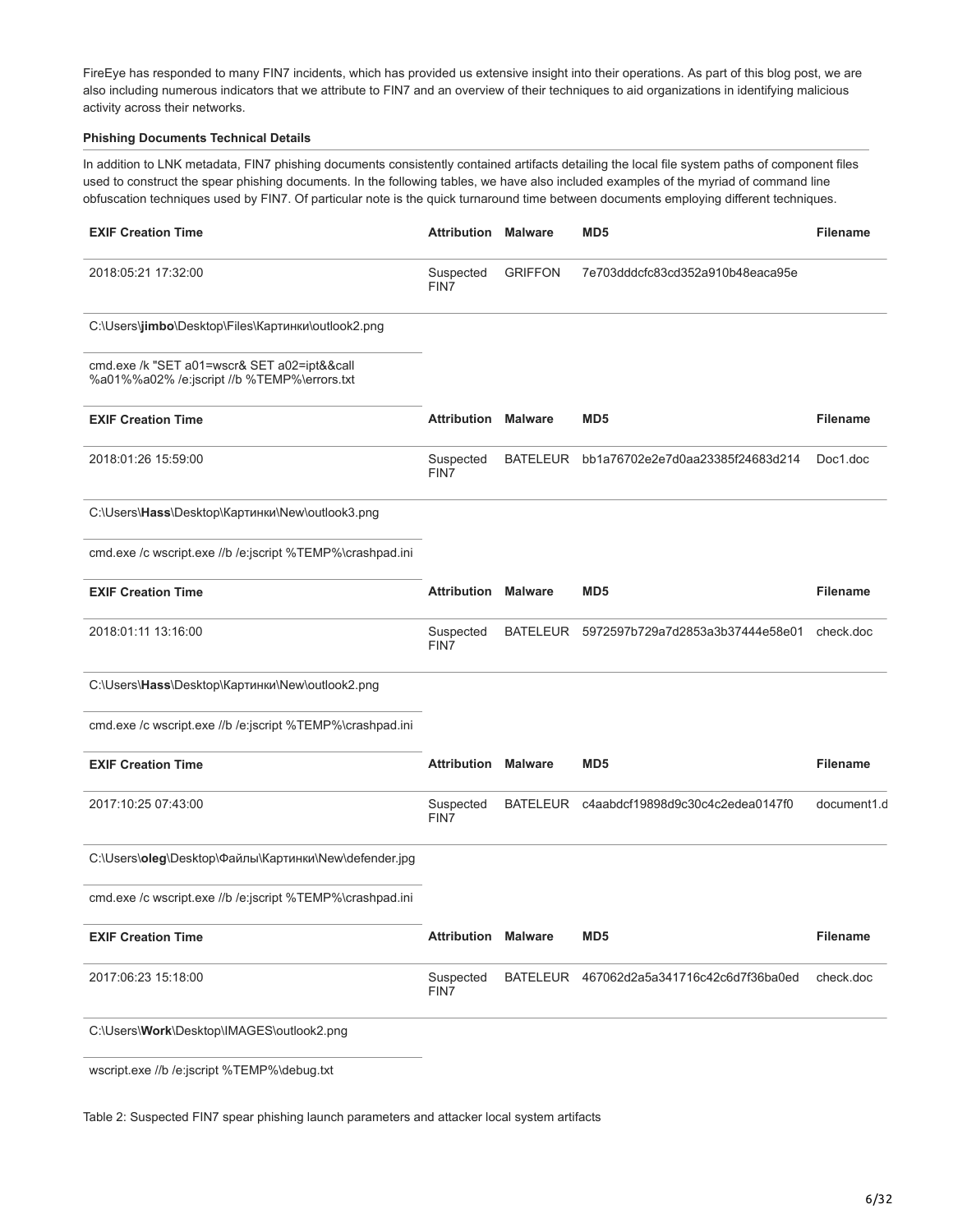FireEye has responded to many FIN7 incidents, which has provided us extensive insight into their operations. As part of this blog post, we are also including numerous indicators that we attribute to FIN7 and an overview of their techniques to aid organizations in identifying malicious activity across their networks.

**Phishing Documents Technical Details**

In addition to LNK metadata, FIN7 phishing documents consistently contained artifacts detailing the local file system paths of component files used to construct the spear phishing documents. In the following tables, we have also included examples of the myriad of command line obfuscation techniques used by FIN7. Of particular note is the quick turnaround time between documents employing different techniques.

| EXIF Creation Time | Attribution | Malware | MD5 | Filename |
|---|---|---|---|---|
| 2018:05:21 17:32:00 | Suspected FIN7 | GRIFFON | 7e703dddcfc83cd352a910b48eaca95e | |
| C:\Users\\**jimbo**\Desktop\Files\Картинки\outlook2.png | | | | |
| cmd.exe /k "SET a01=wscr& SET a02=ipt&&call %a01%%a02% /e:jscript //b %TEMP%\errors.txt | | | | |

| EXIF Creation Time | Attribution | Malware | MD5 | Filename |
|---|---|---|---|---|
| 2018:01:26 15:59:00 | Suspected FIN7 | BATELEUR | bb1a76702e2e7d0aa23385f24683d214 | Doc1.doc |
| C:\Users\\**Hass**\Desktop\Картинки\New\outlook3.png | | | | |
| cmd.exe /c wscript.exe //b /e:jscript %TEMP%\crashpad.ini | | | | |

| EXIF Creation Time | Attribution | Malware | MD5 | Filename |
|---|---|---|---|---|
| 2018:01:11 13:16:00 | Suspected FIN7 | BATELEUR | 5972597b729a7d2853a3b37444e58e01 | check.doc |
| C:\Users\\**Hass**\Desktop\Картинки\New\outlook2.png | | | | |
| cmd.exe /c wscript.exe //b /e:jscript %TEMP%\crashpad.ini | | | | |

| EXIF Creation Time | Attribution | Malware | MD5 | Filename |
|---|---|---|---|---|
| 2017:10:25 07:43:00 | Suspected FIN7 | BATELEUR | c4aabdcf19898d9c30c4c2edea0147f0 | document1.d |
| C:\Users\\**oleg**\Desktop\Файлы\Картинки\New\defender.jpg | | | | |
| cmd.exe /c wscript.exe //b /e:jscript %TEMP%\crashpad.ini | | | | |

| EXIF Creation Time | Attribution | Malware | MD5 | Filename |
|---|---|---|---|---|
| 2017:06:23 15:18:00 | Suspected FIN7 | BATELEUR | 467062d2a5a341716c42c6d7f36ba0ed | check.doc |
| C:\Users\\**Work**\Desktop\IMAGES\outlook2.png | | | | |
| wscript.exe //b /e:jscript %TEMP%\debug.txt | | | | |

Table 2: Suspected FIN7 spear phishing launch parameters and attacker local system artifacts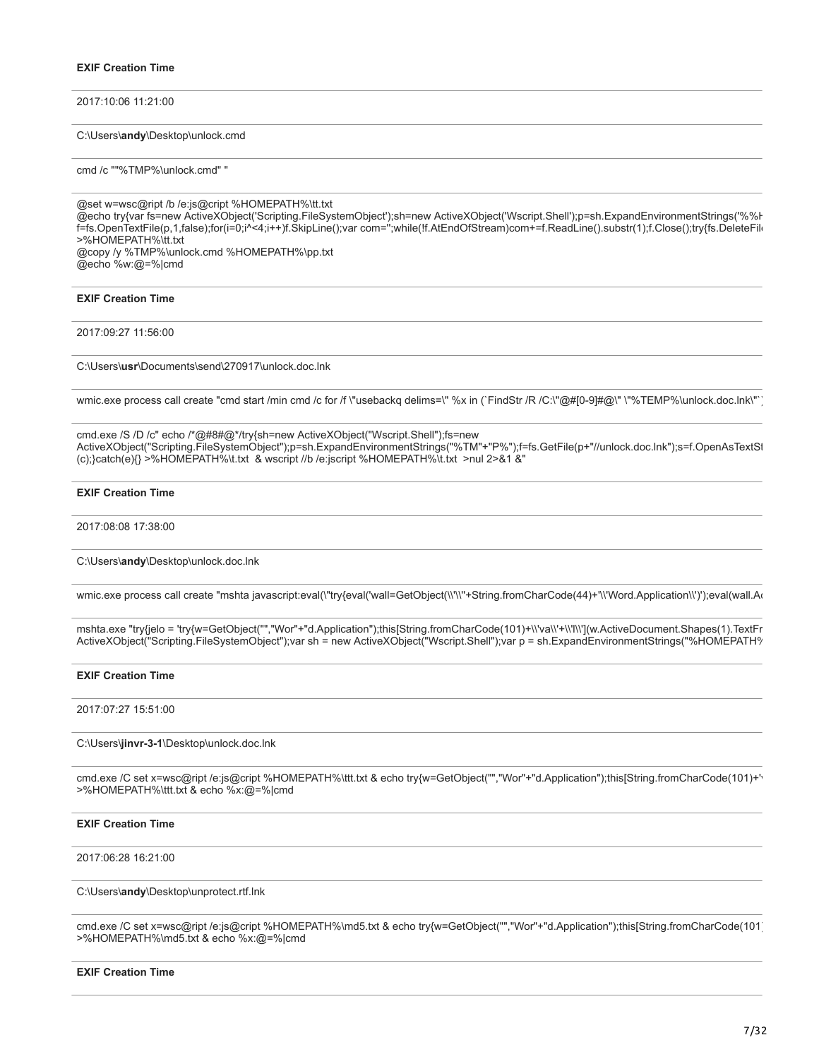**EXIF Creation Time**

2017:10:06 11:21:00

C:\Users\**andy**\Desktop\unlock.cmd

cmd /c ""%TMP%\unlock.cmd" "

```
@set w=wsc@ript /b /e:js@cript %HOMEPATH%\tt.txt
@echo try{var fs=new ActiveXObject('Scripting.FileSystemObject');sh=new ActiveXObject('Wscript.Shell');p=sh.ExpandEnvironmentStrings('%%H
f=fs.OpenTextFile(p,1,false);for(i=0;i^<4;i++)f.SkipLine();var com='';while(!f.AtEndOfStream)com+=f.ReadLine().substr(1);f.Close();try{fs.DeleteFil
>%HOMEPATH%\tt.txt
@copy /y %TMP%\unlock.cmd %HOMEPATH%\pp.txt
@echo %w:@=%|cmd
```

**EXIF Creation Time**

2017:09:27 11:56:00

C:\Users\**usr**\Documents\send\270917\unlock.doc.lnk

```
wmic.exe process call create "cmd start /min cmd /c for /f \"usebackq delims=\" %x in (`FindStr /R /C:\"@#[0-9]#@\" \"%TEMP%\unlock.doc.lnk\"`)
```

```
cmd.exe /S /D /c" echo /*@#8#@*/try{sh=new ActiveXObject("Wscript.Shell");fs=new
ActiveXObject("Scripting.FileSystemObject");p=sh.ExpandEnvironmentStrings("%TM"+"P%");f=fs.GetFile(p+"//unlock.doc.lnk");s=f.OpenAsTextSt
(c);}catch(e){} >%HOMEPATH%\t.txt  & wscript //b /e:jscript %HOMEPATH%\t.txt  >nul 2>&1 &"
```

**EXIF Creation Time**

2017:08:08 17:38:00

C:\Users\**andy**\Desktop\unlock.doc.lnk

```
wmic.exe process call create "mshta javascript:eval(\"try{eval('wall=GetObject(\\\'\\\'+String.fromCharCode(44)+'\\\'Word.Application\\\')');eval(wall.Ac
```

```
mshta.exe "try{jelo = 'try{w=GetObject("","Wor"+"d.Application");this[String.fromCharCode(101)+\\'va\\'+\\'l\\'](w.ActiveDocument.Shapes(1).TextFr
ActiveXObject("Scripting.FileSystemObject");var sh = new ActiveXObject("Wscript.Shell");var p = sh.ExpandEnvironmentStrings("%HOMEPATH%
```

**EXIF Creation Time**

2017:07:27 15:51:00

C:\Users\**jinvr-3-1**\Desktop\unlock.doc.lnk

```
cmd.exe /C set x=wsc@ript /e:js@cript %HOMEPATH%\ttt.txt & echo try{w=GetObject("","Wor"+"d.Application");this[String.fromCharCode(101)+'
>%HOMEPATH%\ttt.txt & echo %x:@=%|cmd
```

**EXIF Creation Time**

2017:06:28 16:21:00

C:\Users\**andy**\Desktop\unprotect.rtf.lnk

```
cmd.exe /C set x=wsc@ript /e:js@cript %HOMEPATH%\md5.txt & echo try{w=GetObject("","Wor"+"d.Application");this[String.fromCharCode(101)
>%HOMEPATH%\md5.txt & echo %x:@=%|cmd
```

**EXIF Creation Time**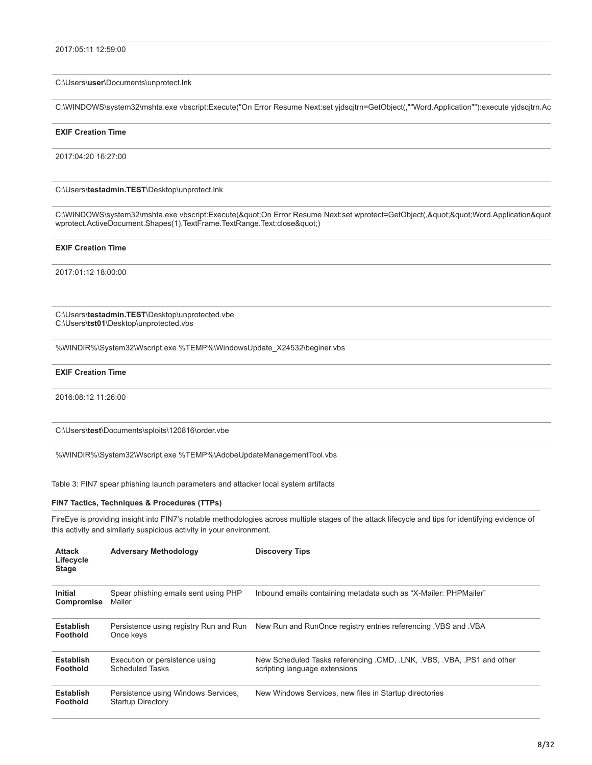2017:05:11 12:59:00

C:\Users\**user**\Documents\unprotect.lnk

C:\WINDOWS\system32\mshta.exe vbscript:Execute("On Error Resume Next:set yjdsqjtrn=GetObject(,""Word.Application""):execute yjdsqjtrn.Ac

**EXIF Creation Time**

2017:04:20 16:27:00

C:\Users\**testadmin.TEST**\Desktop\unprotect.lnk

C:\WINDOWS\system32\mshta.exe vbscript:Execute(&quot;On Error Resume Next:set wprotect=GetObject(,&quot;&quot;Word.Application&quot
wprotect.ActiveDocument.Shapes(1).TextFrame.TextRange.Text:close&quot;)

**EXIF Creation Time**

2017:01:12 18:00:00

C:\Users\**testadmin.TEST**\Desktop\unprotected.vbe
C:\Users\**tst01**\Desktop\unprotected.vbs

%WINDIR%\System32\Wscript.exe %TEMP%\WindowsUpdate_X24532\beginer.vbs

**EXIF Creation Time**

2016:08:12 11:26:00

C:\Users\**test**\Documents\sploits\120816\order.vbe

%WINDIR%\System32\Wscript.exe %TEMP%\AdobeUpdateManagementTool.vbs

Table 3: FIN7 spear phishing launch parameters and attacker local system artifacts

**FIN7 Tactics, Techniques & Procedures (TTPs)**

FireEye is providing insight into FIN7's notable methodologies across multiple stages of the attack lifecycle and tips for identifying evidence of this activity and similarly suspicious activity in your environment.

| Attack Lifecycle Stage | Adversary Methodology | Discovery Tips |
|---|---|---|
| **Initial Compromise** | Spear phishing emails sent using PHP Mailer | Inbound emails containing metadata such as "X-Mailer: PHPMailer" |
| **Establish Foothold** | Persistence using registry Run and Run Once keys | New Run and RunOnce registry entries referencing .VBS and .VBA |
| **Establish Foothold** | Execution or persistence using Scheduled Tasks | New Scheduled Tasks referencing .CMD, .LNK, .VBS, .VBA, .PS1 and other scripting language extensions |
| **Establish Foothold** | Persistence using Windows Services, Startup Directory | New Windows Services, new files in Startup directories |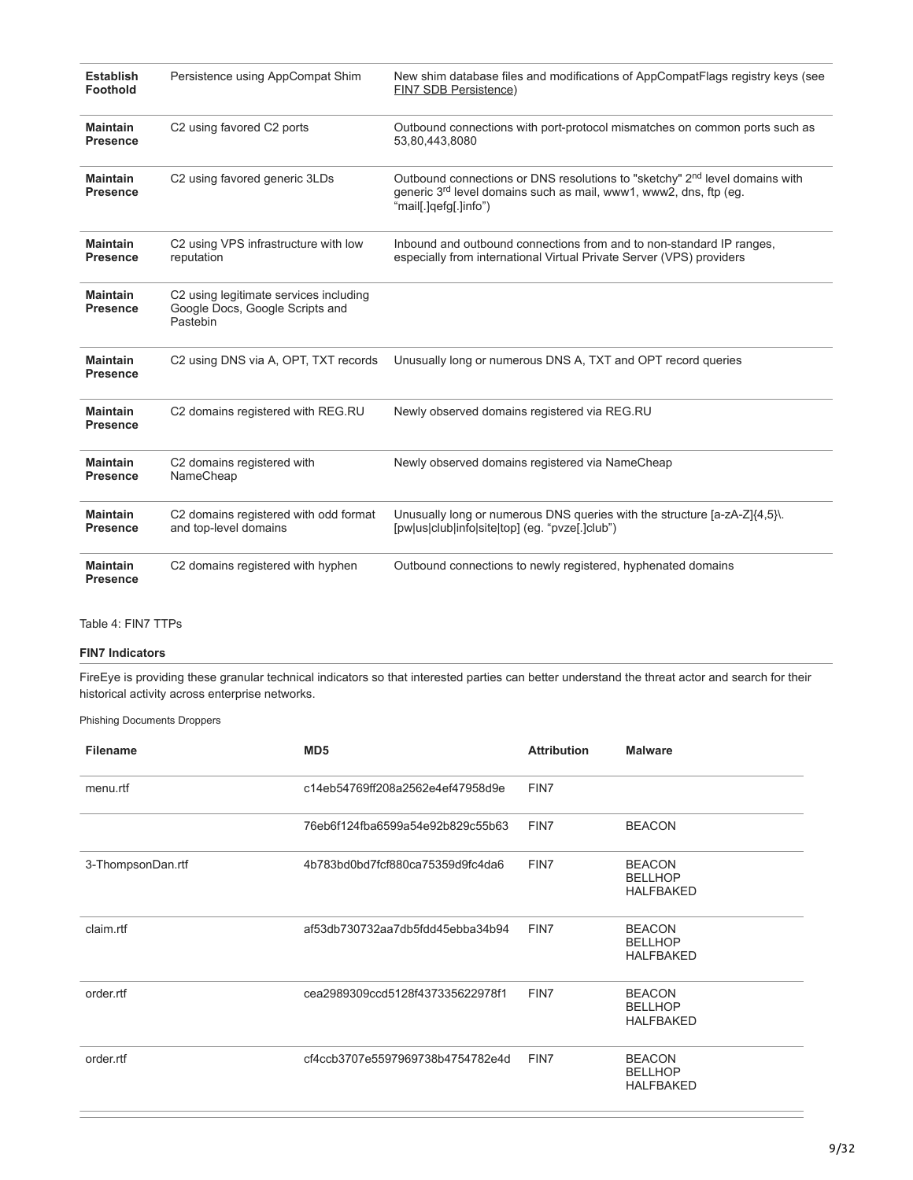| | | |
|---|---|---|
| **Establish Foothold** | Persistence using AppCompat Shim | New shim database files and modifications of AppCompatFlags registry keys (see FIN7 SDB Persistence) |
| **Maintain Presence** | C2 using favored C2 ports | Outbound connections with port-protocol mismatches on common ports such as 53,80,443,8080 |
| **Maintain Presence** | C2 using favored generic 3LDs | Outbound connections or DNS resolutions to "sketchy" 2nd level domains with generic 3rd level domains such as mail, www1, www2, dns, ftp (eg. "mail[.]qefg[.]info") |
| **Maintain Presence** | C2 using VPS infrastructure with low reputation | Inbound and outbound connections from and to non-standard IP ranges, especially from international Virtual Private Server (VPS) providers |
| **Maintain Presence** | C2 using legitimate services including Google Docs, Google Scripts and Pastebin | |
| **Maintain Presence** | C2 using DNS via A, OPT, TXT records | Unusually long or numerous DNS A, TXT and OPT record queries |
| **Maintain Presence** | C2 domains registered with REG.RU | Newly observed domains registered via REG.RU |
| **Maintain Presence** | C2 domains registered with NameCheap | Newly observed domains registered via NameCheap |
| **Maintain Presence** | C2 domains registered with odd format and top-level domains | Unusually long or numerous DNS queries with the structure [a-zA-Z]{4,5}\.[pw\|us\|club\|info\|site\|top] (eg. "pvze[.]club") |
| **Maintain Presence** | C2 domains registered with hyphen | Outbound connections to newly registered, hyphenated domains |

Table 4: FIN7 TTPs

**FIN7 Indicators**

FireEye is providing these granular technical indicators so that interested parties can better understand the threat actor and search for their historical activity across enterprise networks.

Phishing Documents Droppers

| **Filename** | **MD5** | **Attribution** | **Malware** |
|---|---|---|---|
| menu.rtf | c14eb54769ff208a2562e4ef47958d9e | FIN7 | |
| | 76eb6f124fba6599a54e92b829c55b63 | FIN7 | BEACON |
| 3-ThompsonDan.rtf | 4b783bd0bd7fcf880ca75359d9fc4da6 | FIN7 | BEACON BELLHOP HALFBAKED |
| claim.rtf | af53db730732aa7db5fdd45ebba34b94 | FIN7 | BEACON BELLHOP HALFBAKED |
| order.rtf | cea2989309ccd5128f437335622978f1 | FIN7 | BEACON BELLHOP HALFBAKED |
| order.rtf | cf4ccb3707e5597969738b4754782e4d | FIN7 | BEACON BELLHOP HALFBAKED |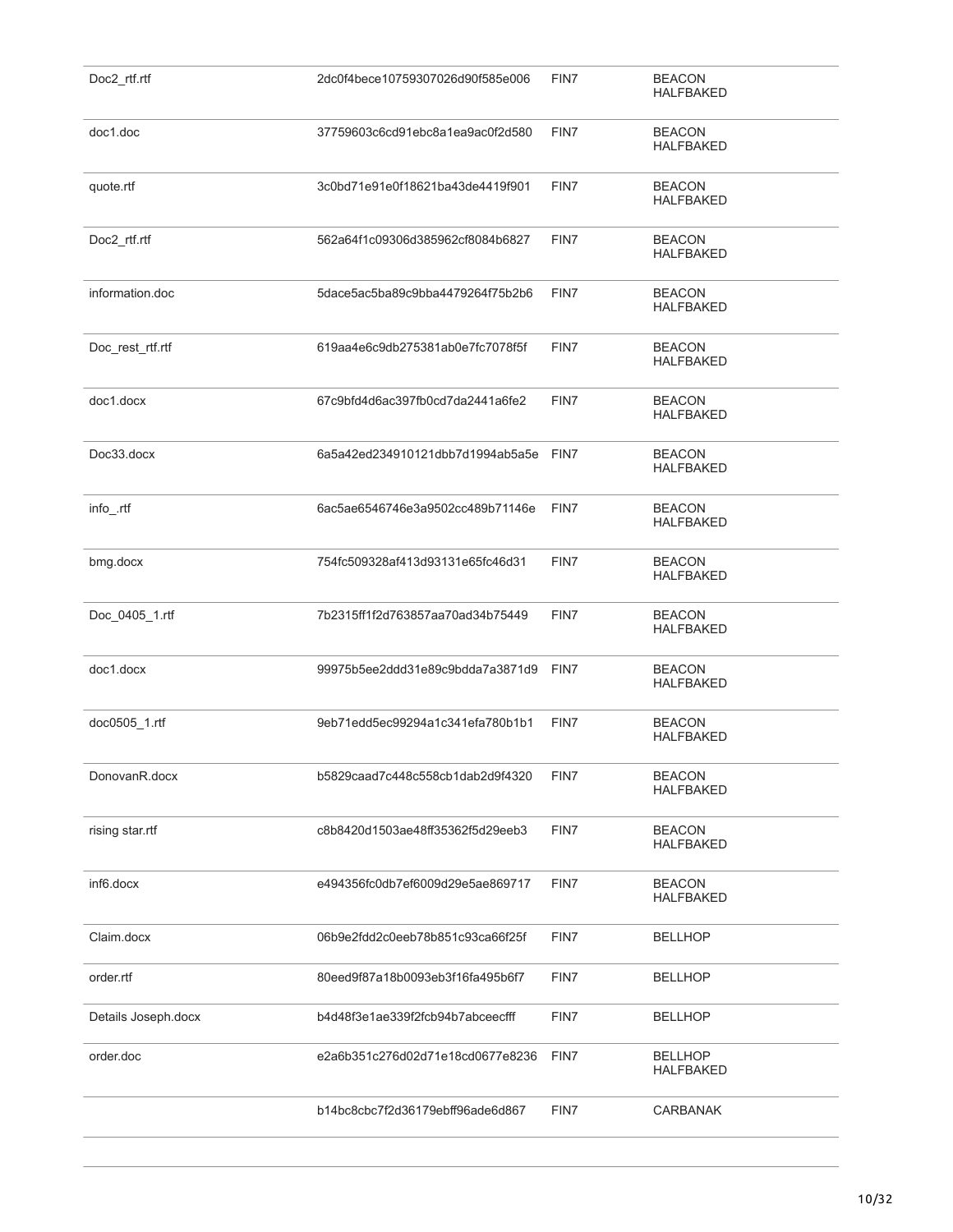| | | | |
|---|---|---|---|
| Doc2_rtf.rtf | 2dc0f4bece10759307026d90f585e006 | FIN7 | BEACON HALFBAKED |
| doc1.doc | 37759603c6cd91ebc8a1ea9ac0f2d580 | FIN7 | BEACON HALFBAKED |
| quote.rtf | 3c0bd71e91e0f18621ba43de4419f901 | FIN7 | BEACON HALFBAKED |
| Doc2_rtf.rtf | 562a64f1c09306d385962cf8084b6827 | FIN7 | BEACON HALFBAKED |
| information.doc | 5dace5ac5ba89c9bba4479264f75b2b6 | FIN7 | BEACON HALFBAKED |
| Doc_rest_rtf.rtf | 619aa4e6c9db275381ab0e7fc7078f5f | FIN7 | BEACON HALFBAKED |
| doc1.docx | 67c9bfd4d6ac397fb0cd7da2441a6fe2 | FIN7 | BEACON HALFBAKED |
| Doc33.docx | 6a5a42ed234910121dbb7d1994ab5a5e | FIN7 | BEACON HALFBAKED |
| info_.rtf | 6ac5ae6546746e3a9502cc489b71146e | FIN7 | BEACON HALFBAKED |
| bmg.docx | 754fc509328af413d93131e65fc46d31 | FIN7 | BEACON HALFBAKED |
| Doc_0405_1.rtf | 7b2315ff1f2d763857aa70ad34b75449 | FIN7 | BEACON HALFBAKED |
| doc1.docx | 99975b5ee2ddd31e89c9bdda7a3871d9 | FIN7 | BEACON HALFBAKED |
| doc0505_1.rtf | 9eb71edd5ec99294a1c341efa780b1b1 | FIN7 | BEACON HALFBAKED |
| DonovanR.docx | b5829caad7c448c558cb1dab2d9f4320 | FIN7 | BEACON HALFBAKED |
| rising star.rtf | c8b8420d1503ae48ff35362f5d29eeb3 | FIN7 | BEACON HALFBAKED |
| inf6.docx | e494356fc0db7ef6009d29e5ae869717 | FIN7 | BEACON HALFBAKED |
| Claim.docx | 06b9e2fdd2c0eeb78b851c93ca66f25f | FIN7 | BELLHOP |
| order.rtf | 80eed9f87a18b0093eb3f16fa495b6f7 | FIN7 | BELLHOP |
| Details Joseph.docx | b4d48f3e1ae339f2fcb94b7abceecfff | FIN7 | BELLHOP |
| order.doc | e2a6b351c276d02d71e18cd0677e8236 | FIN7 | BELLHOP HALFBAKED |
| | b14bc8cbc7f2d36179ebff96ade6d867 | FIN7 | CARBANAK |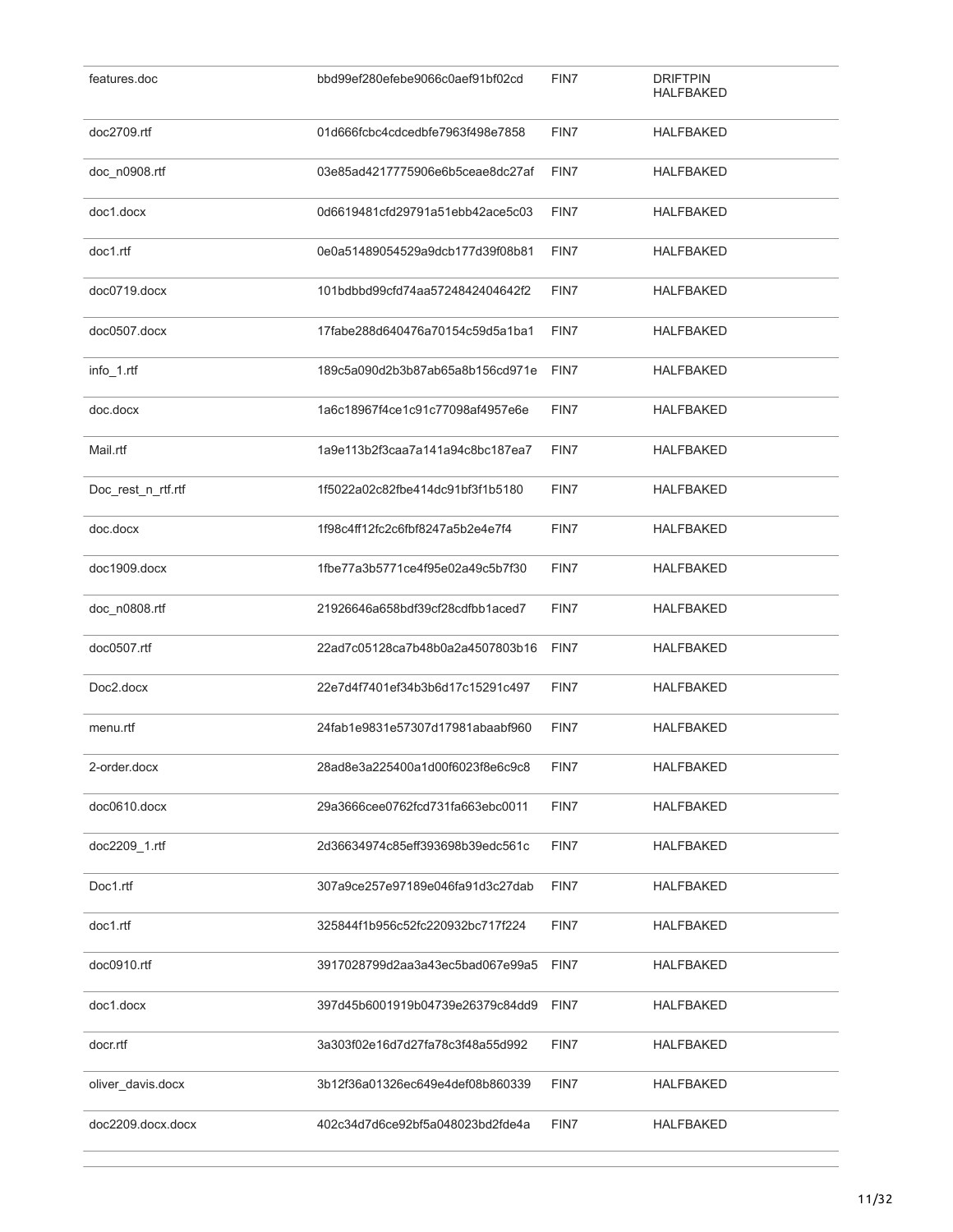| | | | |
|---|---|---|---|
| features.doc | bbd99ef280efebe9066c0aef91bf02cd | FIN7 | DRIFTPIN HALFBAKED |
| doc2709.rtf | 01d666fcbc4cdcedbfe7963f498e7858 | FIN7 | HALFBAKED |
| doc_n0908.rtf | 03e85ad4217775906e6b5ceae8dc27af | FIN7 | HALFBAKED |
| doc1.docx | 0d6619481cfd29791a51ebb42ace5c03 | FIN7 | HALFBAKED |
| doc1.rtf | 0e0a51489054529a9dcb177d39f08b81 | FIN7 | HALFBAKED |
| doc0719.docx | 101bdbbd99cfd74aa5724842404642f2 | FIN7 | HALFBAKED |
| doc0507.docx | 17fabe288d640476a70154c59d5a1ba1 | FIN7 | HALFBAKED |
| info_1.rtf | 189c5a090d2b3b87ab65a8b156cd971e | FIN7 | HALFBAKED |
| doc.docx | 1a6c18967f4ce1c91c77098af4957e6e | FIN7 | HALFBAKED |
| Mail.rtf | 1a9e113b2f3caa7a141a94c8bc187ea7 | FIN7 | HALFBAKED |
| Doc_rest_n_rtf.rtf | 1f5022a02c82fbe414dc91bf3f1b5180 | FIN7 | HALFBAKED |
| doc.docx | 1f98c4ff12fc2c6fbf8247a5b2e4e7f4 | FIN7 | HALFBAKED |
| doc1909.docx | 1fbe77a3b5771ce4f95e02a49c5b7f30 | FIN7 | HALFBAKED |
| doc_n0808.rtf | 21926646a658bdf39cf28cdfbb1aced7 | FIN7 | HALFBAKED |
| doc0507.rtf | 22ad7c05128ca7b48b0a2a4507803b16 | FIN7 | HALFBAKED |
| Doc2.docx | 22e7d4f7401ef34b3b6d17c15291c497 | FIN7 | HALFBAKED |
| menu.rtf | 24fab1e9831e57307d17981abaabf960 | FIN7 | HALFBAKED |
| 2-order.docx | 28ad8e3a225400a1d00f6023f8e6c9c8 | FIN7 | HALFBAKED |
| doc0610.docx | 29a3666cee0762fcd731fa663ebc0011 | FIN7 | HALFBAKED |
| doc2209_1.rtf | 2d36634974c85eff393698b39edc561c | FIN7 | HALFBAKED |
| Doc1.rtf | 307a9ce257e97189e046fa91d3c27dab | FIN7 | HALFBAKED |
| doc1.rtf | 325844f1b956c52fc220932bc717f224 | FIN7 | HALFBAKED |
| doc0910.rtf | 3917028799d2aa3a43ec5bad067e99a5 | FIN7 | HALFBAKED |
| doc1.docx | 397d45b6001919b04739e26379c84dd9 | FIN7 | HALFBAKED |
| docr.rtf | 3a303f02e16d7d27fa78c3f48a55d992 | FIN7 | HALFBAKED |
| oliver_davis.docx | 3b12f36a01326ec649e4def08b860339 | FIN7 | HALFBAKED |
| doc2209.docx.docx | 402c34d7d6ce92bf5a048023bd2fde4a | FIN7 | HALFBAKED |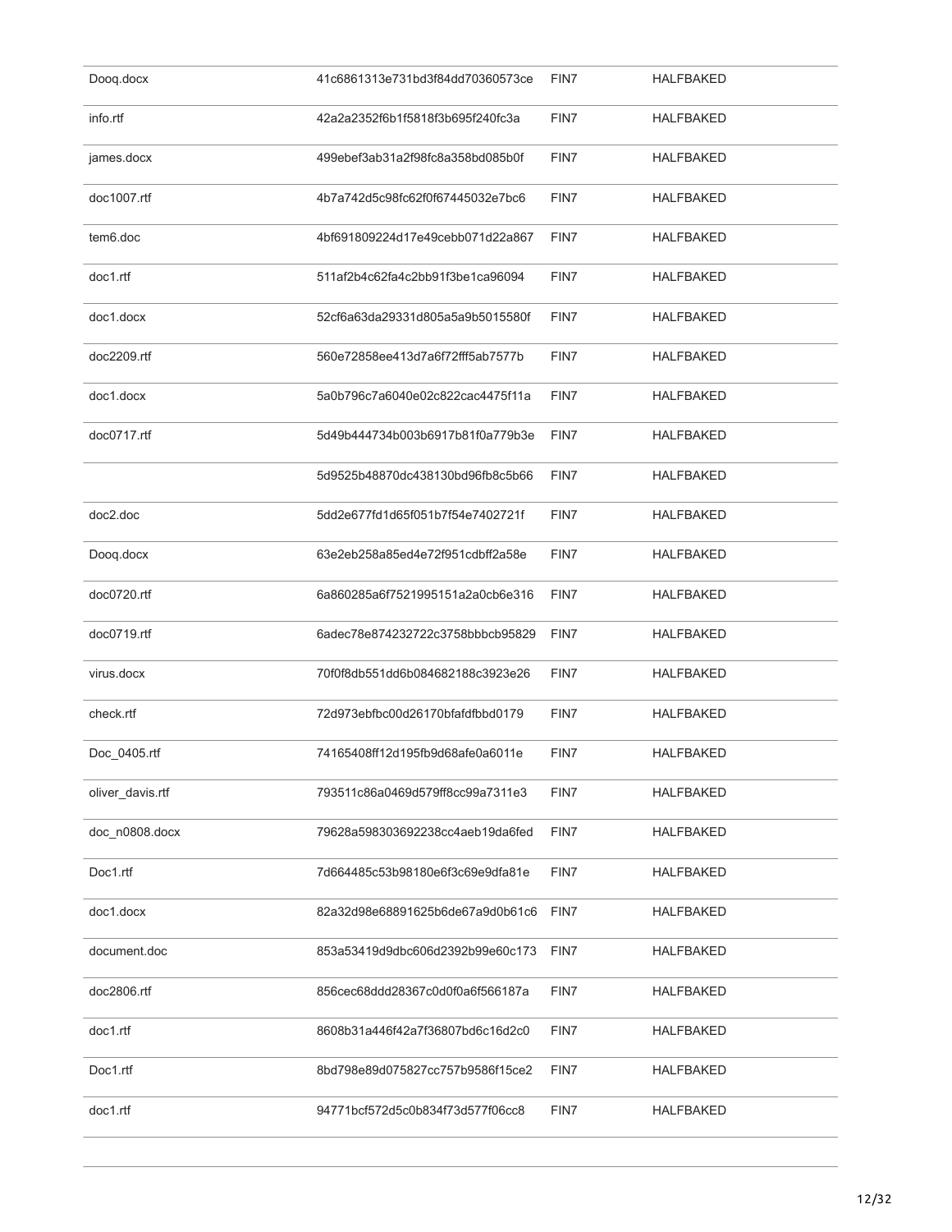| | | | |
|---|---|---|---|
| Dooq.docx | 41c6861313e731bd3f84dd70360573ce | FIN7 | HALFBAKED |
| info.rtf | 42a2a2352f6b1f5818f3b695f240fc3a | FIN7 | HALFBAKED |
| james.docx | 499ebef3ab31a2f98fc8a358bd085b0f | FIN7 | HALFBAKED |
| doc1007.rtf | 4b7a742d5c98fc62f0f67445032e7bc6 | FIN7 | HALFBAKED |
| tem6.doc | 4bf691809224d17e49cebb071d22a867 | FIN7 | HALFBAKED |
| doc1.rtf | 511af2b4c62fa4c2bb91f3be1ca96094 | FIN7 | HALFBAKED |
| doc1.docx | 52cf6a63da29331d805a5a9b5015580f | FIN7 | HALFBAKED |
| doc2209.rtf | 560e72858ee413d7a6f72fff5ab7577b | FIN7 | HALFBAKED |
| doc1.docx | 5a0b796c7a6040e02c822cac4475f11a | FIN7 | HALFBAKED |
| doc0717.rtf | 5d49b444734b003b6917b81f0a779b3e | FIN7 | HALFBAKED |
| | 5d9525b48870dc438130bd96fb8c5b66 | FIN7 | HALFBAKED |
| doc2.doc | 5dd2e677fd1d65f051b7f54e7402721f | FIN7 | HALFBAKED |
| Dooq.docx | 63e2eb258a85ed4e72f951cdbff2a58e | FIN7 | HALFBAKED |
| doc0720.rtf | 6a860285a6f7521995151a2a0cb6e316 | FIN7 | HALFBAKED |
| doc0719.rtf | 6adec78e874232722c3758bbbcb95829 | FIN7 | HALFBAKED |
| virus.docx | 70f0f8db551dd6b084682188c3923e26 | FIN7 | HALFBAKED |
| check.rtf | 72d973ebfbc00d26170bfafdfbbd0179 | FIN7 | HALFBAKED |
| Doc_0405.rtf | 74165408ff12d195fb9d68afe0a6011e | FIN7 | HALFBAKED |
| oliver_davis.rtf | 793511c86a0469d579ff8cc99a7311e3 | FIN7 | HALFBAKED |
| doc_n0808.docx | 79628a598303692238cc4aeb19da6fed | FIN7 | HALFBAKED |
| Doc1.rtf | 7d664485c53b98180e6f3c69e9dfa81e | FIN7 | HALFBAKED |
| doc1.docx | 82a32d98e68891625b6de67a9d0b61c6 | FIN7 | HALFBAKED |
| document.doc | 853a53419d9dbc606d2392b99e60c173 | FIN7 | HALFBAKED |
| doc2806.rtf | 856cec68ddd28367c0d0f0a6f566187a | FIN7 | HALFBAKED |
| doc1.rtf | 8608b31a446f42a7f36807bd6c16d2c0 | FIN7 | HALFBAKED |
| Doc1.rtf | 8bd798e89d075827cc757b9586f15ce2 | FIN7 | HALFBAKED |
| doc1.rtf | 94771bcf572d5c0b834f73d577f06cc8 | FIN7 | HALFBAKED |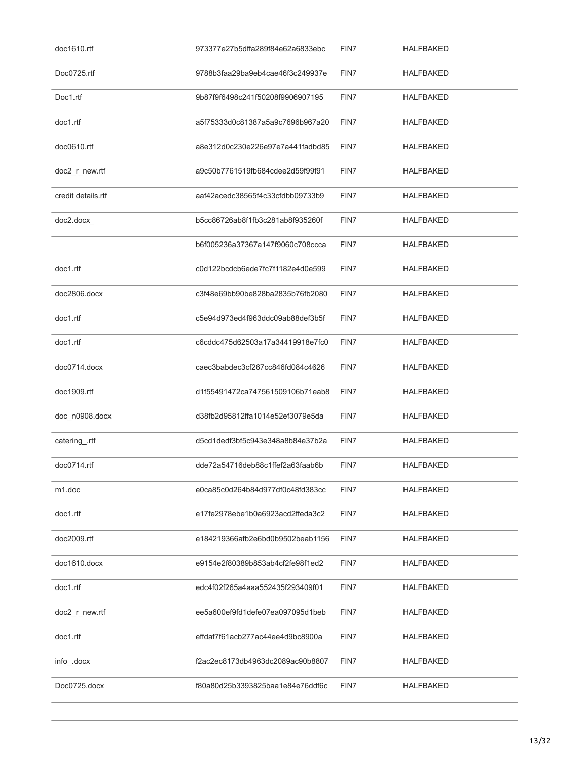| | | | |
|---|---|---|---|
| doc1610.rtf | 973377e27b5dffa289f84e62a6833ebc | FIN7 | HALFBAKED |
| Doc0725.rtf | 9788b3faa29ba9eb4cae46f3c249937e | FIN7 | HALFBAKED |
| Doc1.rtf | 9b87f9f6498c241f50208f9906907195 | FIN7 | HALFBAKED |
| doc1.rtf | a5f75333d0c81387a5a9c7696b967a20 | FIN7 | HALFBAKED |
| doc0610.rtf | a8e312d0c230e226e97e7a441fadbd85 | FIN7 | HALFBAKED |
| doc2_r_new.rtf | a9c50b7761519fb684cdee2d59f99f91 | FIN7 | HALFBAKED |
| credit details.rtf | aaf42acedc38565f4c33cfdbb09733b9 | FIN7 | HALFBAKED |
| doc2.docx_ | b5cc86726ab8f1fb3c281ab8f935260f | FIN7 | HALFBAKED |
| | b6f005236a37367a147f9060c708ccca | FIN7 | HALFBAKED |
| doc1.rtf | c0d122bcdcb6ede7fc7f1182e4d0e599 | FIN7 | HALFBAKED |
| doc2806.docx | c3f48e69bb90be828ba2835b76fb2080 | FIN7 | HALFBAKED |
| doc1.rtf | c5e94d973ed4f963ddc09ab88def3b5f | FIN7 | HALFBAKED |
| doc1.rtf | c6cddc475d62503a17a34419918e7fc0 | FIN7 | HALFBAKED |
| doc0714.docx | caec3babdec3cf267cc846fd084c4626 | FIN7 | HALFBAKED |
| doc1909.rtf | d1f55491472ca747561509106b71eab8 | FIN7 | HALFBAKED |
| doc_n0908.docx | d38fb2d95812ffa1014e52ef3079e5da | FIN7 | HALFBAKED |
| catering_.rtf | d5cd1dedf3bf5c943e348a8b84e37b2a | FIN7 | HALFBAKED |
| doc0714.rtf | dde72a54716deb88c1ffef2a63faab6b | FIN7 | HALFBAKED |
| m1.doc | e0ca85c0d264b84d977df0c48fd383cc | FIN7 | HALFBAKED |
| doc1.rtf | e17fe2978ebe1b0a6923acd2ffeda3c2 | FIN7 | HALFBAKED |
| doc2009.rtf | e184219366afb2e6bd0b9502beab1156 | FIN7 | HALFBAKED |
| doc1610.docx | e9154e2f80389b853ab4cf2fe98f1ed2 | FIN7 | HALFBAKED |
| doc1.rtf | edc4f02f265a4aaa552435f293409f01 | FIN7 | HALFBAKED |
| doc2_r_new.rtf | ee5a600ef9fd1defe07ea097095d1beb | FIN7 | HALFBAKED |
| doc1.rtf | effdaf7f61acb277ac44ee4d9bc8900a | FIN7 | HALFBAKED |
| info_.docx | f2ac2ec8173db4963dc2089ac90b8807 | FIN7 | HALFBAKED |
| Doc0725.docx | f80a80d25b3393825baa1e84e76ddf6c | FIN7 | HALFBAKED |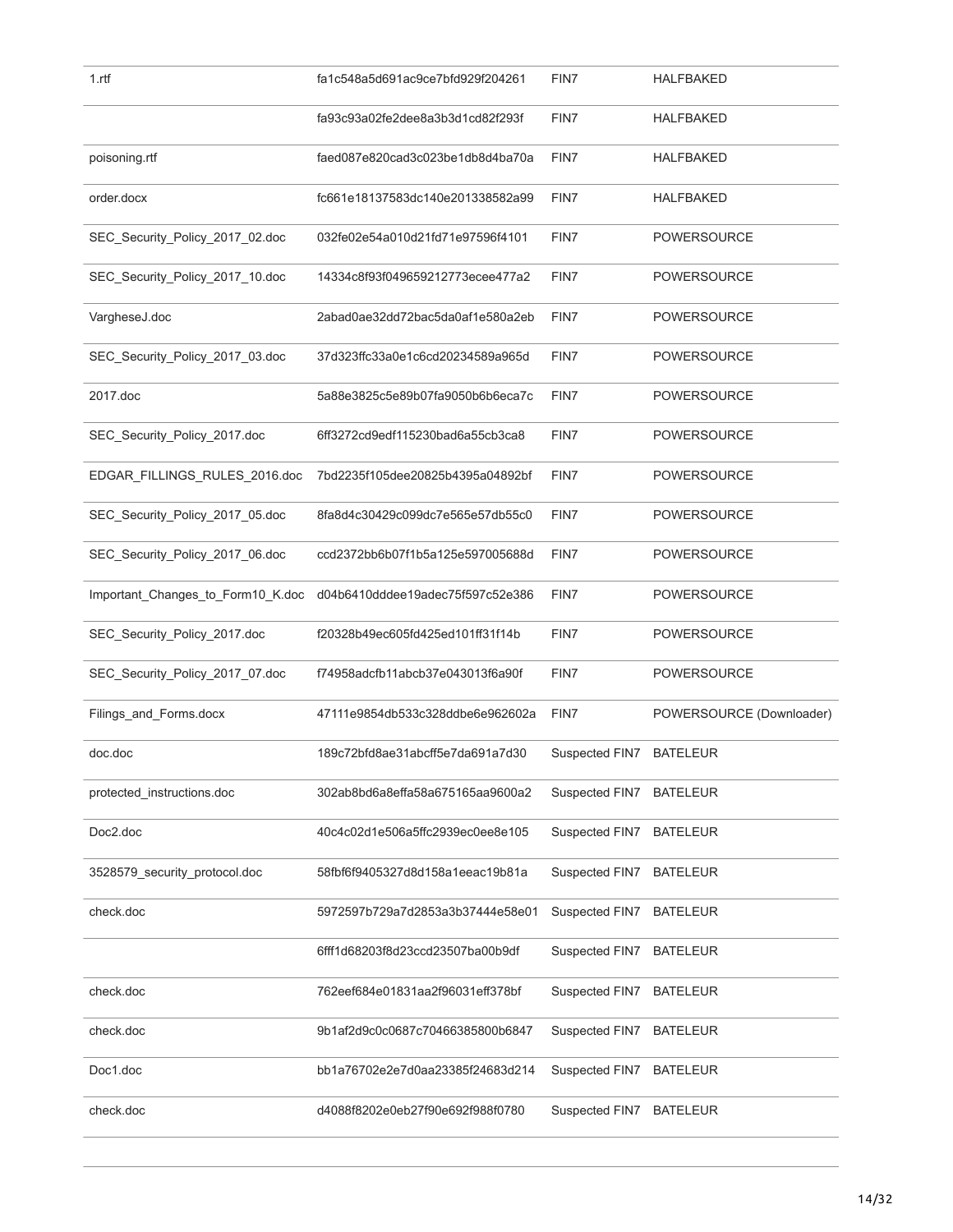| | | | |
|---|---|---|---|
| 1.rtf | fa1c548a5d691ac9ce7bfd929f204261 | FIN7 | HALFBAKED |
| | fa93c93a02fe2dee8a3b3d1cd82f293f | FIN7 | HALFBAKED |
| poisoning.rtf | faed087e820cad3c023be1db8d4ba70a | FIN7 | HALFBAKED |
| order.docx | fc661e18137583dc140e201338582a99 | FIN7 | HALFBAKED |
| SEC_Security_Policy_2017_02.doc | 032fe02e54a010d21fd71e97596f4101 | FIN7 | POWERSOURCE |
| SEC_Security_Policy_2017_10.doc | 14334c8f93f049659212773ecee477a2 | FIN7 | POWERSOURCE |
| VargheseJ.doc | 2abad0ae32dd72bac5da0af1e580a2eb | FIN7 | POWERSOURCE |
| SEC_Security_Policy_2017_03.doc | 37d323ffc33a0e1c6cd20234589a965d | FIN7 | POWERSOURCE |
| 2017.doc | 5a88e3825c5e89b07fa9050b6b6eca7c | FIN7 | POWERSOURCE |
| SEC_Security_Policy_2017.doc | 6ff3272cd9edf115230bad6a55cb3ca8 | FIN7 | POWERSOURCE |
| EDGAR_FILLINGS_RULES_2016.doc | 7bd2235f105dee20825b4395a04892bf | FIN7 | POWERSOURCE |
| SEC_Security_Policy_2017_05.doc | 8fa8d4c30429c099dc7e565e57db55c0 | FIN7 | POWERSOURCE |
| SEC_Security_Policy_2017_06.doc | ccd2372bb6b07f1b5a125e597005688d | FIN7 | POWERSOURCE |
| Important_Changes_to_Form10_K.doc | d04b6410dddee19adec75f597c52e386 | FIN7 | POWERSOURCE |
| SEC_Security_Policy_2017.doc | f20328b49ec605fd425ed101ff31f14b | FIN7 | POWERSOURCE |
| SEC_Security_Policy_2017_07.doc | f74958adcfb11abcb37e043013f6a90f | FIN7 | POWERSOURCE |
| Filings_and_Forms.docx | 47111e9854db533c328ddbe6e962602a | FIN7 | POWERSOURCE (Downloader) |
| doc.doc | 189c72bfd8ae31abcff5e7da691a7d30 | Suspected FIN7 | BATELEUR |
| protected_instructions.doc | 302ab8bd6a8effa58a675165aa9600a2 | Suspected FIN7 | BATELEUR |
| Doc2.doc | 40c4c02d1e506a5ffc2939ec0ee8e105 | Suspected FIN7 | BATELEUR |
| 3528579_security_protocol.doc | 58fbf6f9405327d8d158a1eeac19b81a | Suspected FIN7 | BATELEUR |
| check.doc | 5972597b729a7d2853a3b37444e58e01 | Suspected FIN7 | BATELEUR |
| | 6fff1d68203f8d23ccd23507ba00b9df | Suspected FIN7 | BATELEUR |
| check.doc | 762eef684e01831aa2f96031eff378bf | Suspected FIN7 | BATELEUR |
| check.doc | 9b1af2d9c0c0687c70466385800b6847 | Suspected FIN7 | BATELEUR |
| Doc1.doc | bb1a76702e2e7d0aa23385f24683d214 | Suspected FIN7 | BATELEUR |
| check.doc | d4088f8202e0eb27f90e692f988f0780 | Suspected FIN7 | BATELEUR |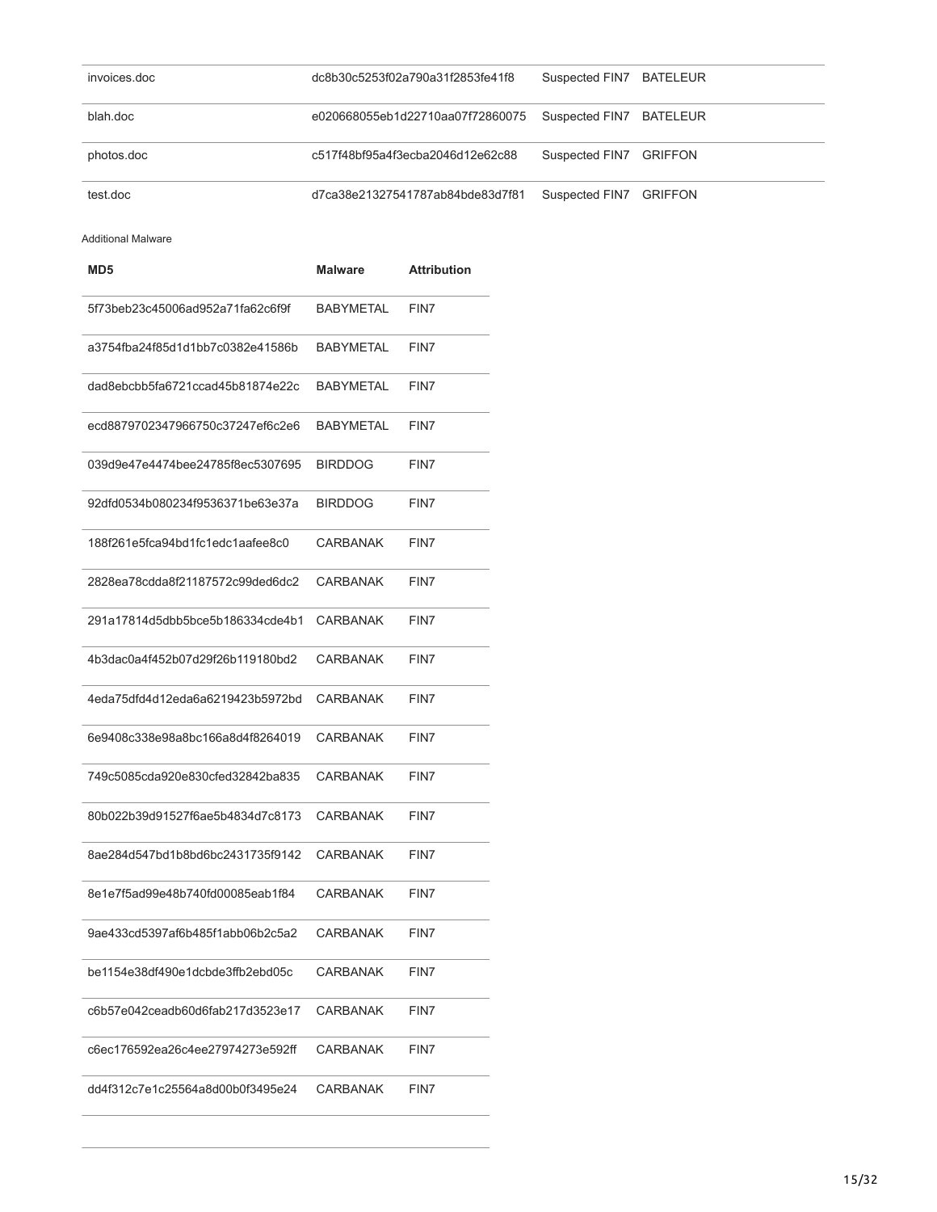| | | | |
|---|---|---|---|
| invoices.doc | dc8b30c5253f02a790a31f2853fe41f8 | Suspected FIN7 | BATELEUR |
| blah.doc | e020668055eb1d22710aa07f72860075 | Suspected FIN7 | BATELEUR |
| photos.doc | c517f48bf95a4f3ecba2046d12e62c88 | Suspected FIN7 | GRIFFON |
| test.doc | d7ca38e21327541787ab84bde83d7f81 | Suspected FIN7 | GRIFFON |

Additional Malware

| MD5 | Malware | Attribution |
|---|---|---|
| 5f73beb23c45006ad952a71fa62c6f9f | BABYMETAL | FIN7 |
| a3754fba24f85d1d1bb7c0382e41586b | BABYMETAL | FIN7 |
| dad8ebcbb5fa6721ccad45b81874e22c | BABYMETAL | FIN7 |
| ecd8879702347966750c37247ef6c2e6 | BABYMETAL | FIN7 |
| 039d9e47e4474bee24785f8ec5307695 | BIRDDOG | FIN7 |
| 92dfd0534b080234f9536371be63e37a | BIRDDOG | FIN7 |
| 188f261e5fca94bd1fc1edc1aafee8c0 | CARBANAK | FIN7 |
| 2828ea78cdda8f21187572c99ded6dc2 | CARBANAK | FIN7 |
| 291a17814d5dbb5bce5b186334cde4b1 | CARBANAK | FIN7 |
| 4b3dac0a4f452b07d29f26b119180bd2 | CARBANAK | FIN7 |
| 4eda75dfd4d12eda6a6219423b5972bd | CARBANAK | FIN7 |
| 6e9408c338e98a8bc166a8d4f8264019 | CARBANAK | FIN7 |
| 749c5085cda920e830cfed32842ba835 | CARBANAK | FIN7 |
| 80b022b39d91527f6ae5b4834d7c8173 | CARBANAK | FIN7 |
| 8ae284d547bd1b8bd6bc2431735f9142 | CARBANAK | FIN7 |
| 8e1e7f5ad99e48b740fd00085eab1f84 | CARBANAK | FIN7 |
| 9ae433cd5397af6b485f1abb06b2c5a2 | CARBANAK | FIN7 |
| be1154e38df490e1dcbde3ffb2ebd05c | CARBANAK | FIN7 |
| c6b57e042ceadb60d6fab217d3523e17 | CARBANAK | FIN7 |
| c6ec176592ea26c4ee27974273e592ff | CARBANAK | FIN7 |
| dd4f312c7e1c25564a8d00b0f3495e24 | CARBANAK | FIN7 |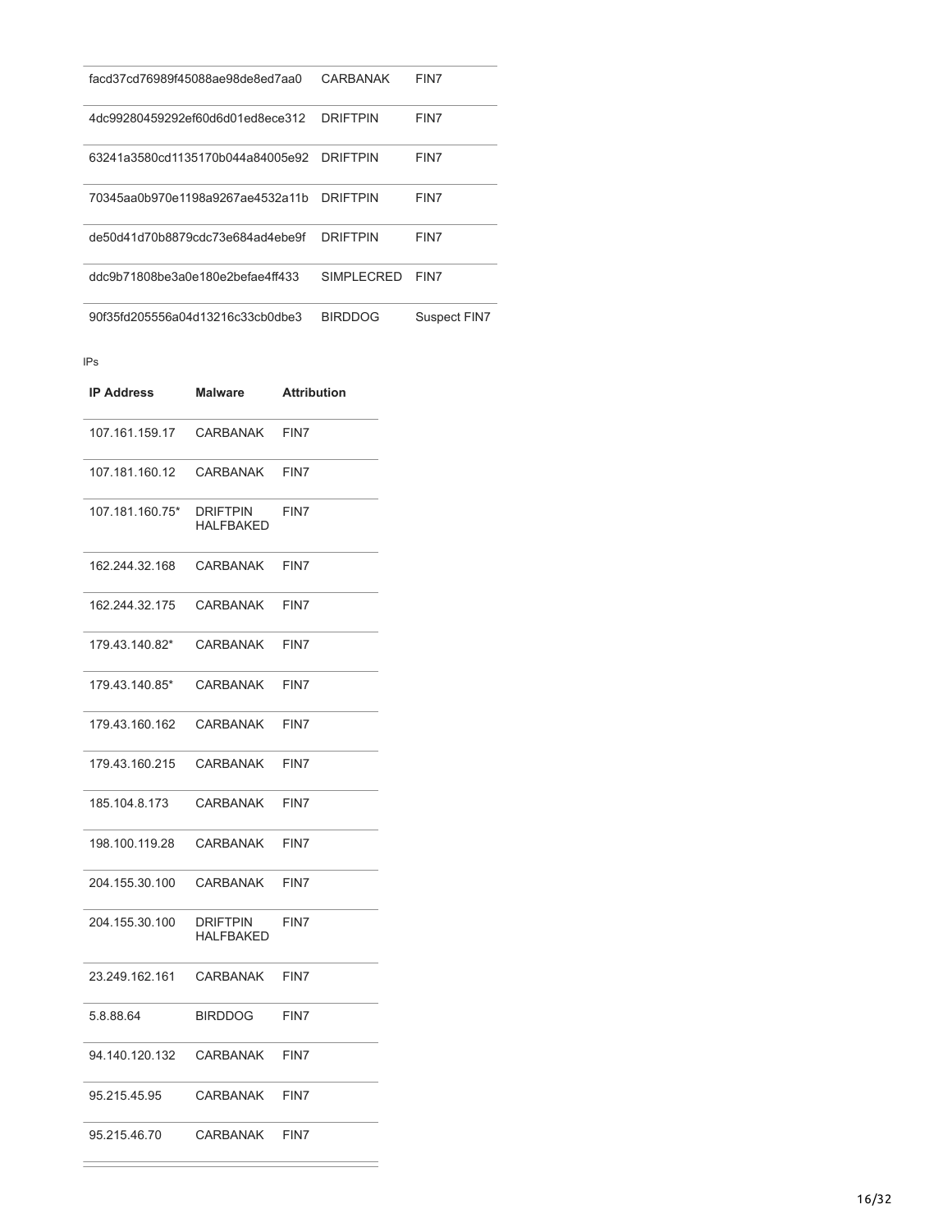| | | |
|---|---|---|
| facd37cd76989f45088ae98de8ed7aa0 | CARBANAK | FIN7 |
| 4dc99280459292ef60d6d01ed8ece312 | DRIFTPIN | FIN7 |
| 63241a3580cd1135170b044a84005e92 | DRIFTPIN | FIN7 |
| 70345aa0b970e1198a9267ae4532a11b | DRIFTPIN | FIN7 |
| de50d41d70b8879cdc73e684ad4ebe9f | DRIFTPIN | FIN7 |
| ddc9b71808be3a0e180e2befae4ff433 | SIMPLECRED | FIN7 |
| 90f35fd205556a04d13216c33cb0dbe3 | BIRDDOG | Suspect FIN7 |

IPs

| IP Address | Malware | Attribution |
|---|---|---|
| 107.161.159.17 | CARBANAK | FIN7 |
| 107.181.160.12 | CARBANAK | FIN7 |
| 107.181.160.75* | DRIFTPIN HALFBAKED | FIN7 |
| 162.244.32.168 | CARBANAK | FIN7 |
| 162.244.32.175 | CARBANAK | FIN7 |
| 179.43.140.82* | CARBANAK | FIN7 |
| 179.43.140.85* | CARBANAK | FIN7 |
| 179.43.160.162 | CARBANAK | FIN7 |
| 179.43.160.215 | CARBANAK | FIN7 |
| 185.104.8.173 | CARBANAK | FIN7 |
| 198.100.119.28 | CARBANAK | FIN7 |
| 204.155.30.100 | CARBANAK | FIN7 |
| 204.155.30.100 | DRIFTPIN HALFBAKED | FIN7 |
| 23.249.162.161 | CARBANAK | FIN7 |
| 5.8.88.64 | BIRDDOG | FIN7 |
| 94.140.120.132 | CARBANAK | FIN7 |
| 95.215.45.95 | CARBANAK | FIN7 |
| 95.215.46.70 | CARBANAK | FIN7 |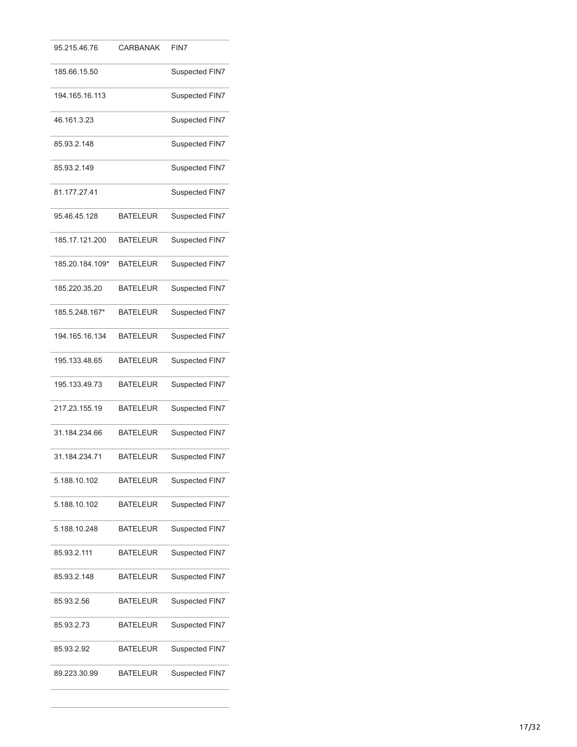| | | |
|---|---|---|
| 95.215.46.76 | CARBANAK | FIN7 |
| 185.66.15.50 | | Suspected FIN7 |
| 194.165.16.113 | | Suspected FIN7 |
| 46.161.3.23 | | Suspected FIN7 |
| 85.93.2.148 | | Suspected FIN7 |
| 85.93.2.149 | | Suspected FIN7 |
| 81.177.27.41 | | Suspected FIN7 |
| 95.46.45.128 | BATELEUR | Suspected FIN7 |
| 185.17.121.200 | BATELEUR | Suspected FIN7 |
| 185.20.184.109* | BATELEUR | Suspected FIN7 |
| 185.220.35.20 | BATELEUR | Suspected FIN7 |
| 185.5.248.167* | BATELEUR | Suspected FIN7 |
| 194.165.16.134 | BATELEUR | Suspected FIN7 |
| 195.133.48.65 | BATELEUR | Suspected FIN7 |
| 195.133.49.73 | BATELEUR | Suspected FIN7 |
| 217.23.155.19 | BATELEUR | Suspected FIN7 |
| 31.184.234.66 | BATELEUR | Suspected FIN7 |
| 31.184.234.71 | BATELEUR | Suspected FIN7 |
| 5.188.10.102 | BATELEUR | Suspected FIN7 |
| 5.188.10.102 | BATELEUR | Suspected FIN7 |
| 5.188.10.248 | BATELEUR | Suspected FIN7 |
| 85.93.2.111 | BATELEUR | Suspected FIN7 |
| 85.93.2.148 | BATELEUR | Suspected FIN7 |
| 85.93.2.56 | BATELEUR | Suspected FIN7 |
| 85.93.2.73 | BATELEUR | Suspected FIN7 |
| 85.93.2.92 | BATELEUR | Suspected FIN7 |
| 89.223.30.99 | BATELEUR | Suspected FIN7 |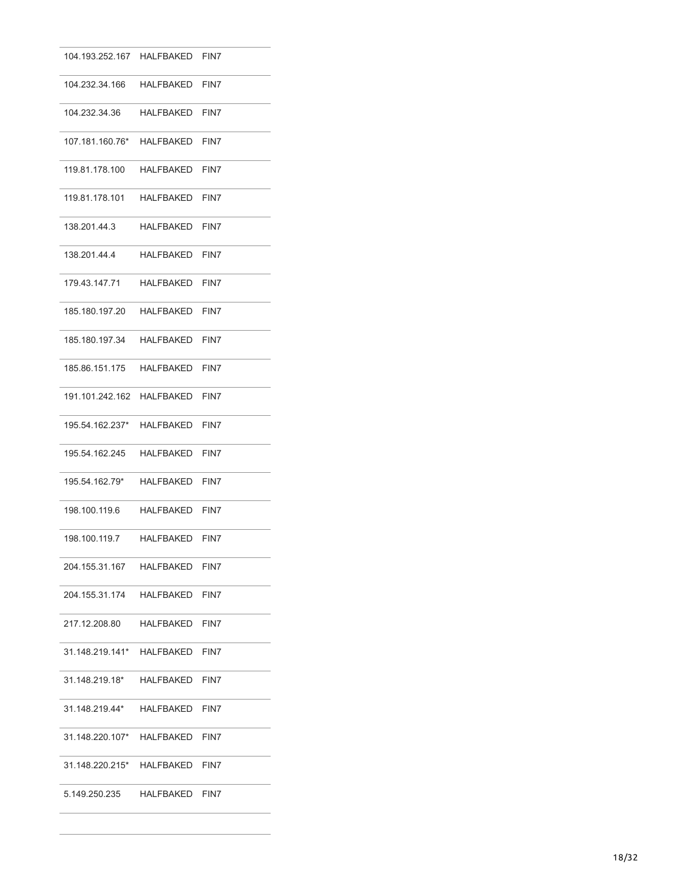| | | |
|---|---|---|
| 104.193.252.167 | HALFBAKED | FIN7 |
| 104.232.34.166 | HALFBAKED | FIN7 |
| 104.232.34.36 | HALFBAKED | FIN7 |
| 107.181.160.76* | HALFBAKED | FIN7 |
| 119.81.178.100 | HALFBAKED | FIN7 |
| 119.81.178.101 | HALFBAKED | FIN7 |
| 138.201.44.3 | HALFBAKED | FIN7 |
| 138.201.44.4 | HALFBAKED | FIN7 |
| 179.43.147.71 | HALFBAKED | FIN7 |
| 185.180.197.20 | HALFBAKED | FIN7 |
| 185.180.197.34 | HALFBAKED | FIN7 |
| 185.86.151.175 | HALFBAKED | FIN7 |
| 191.101.242.162 | HALFBAKED | FIN7 |
| 195.54.162.237* | HALFBAKED | FIN7 |
| 195.54.162.245 | HALFBAKED | FIN7 |
| 195.54.162.79* | HALFBAKED | FIN7 |
| 198.100.119.6 | HALFBAKED | FIN7 |
| 198.100.119.7 | HALFBAKED | FIN7 |
| 204.155.31.167 | HALFBAKED | FIN7 |
| 204.155.31.174 | HALFBAKED | FIN7 |
| 217.12.208.80 | HALFBAKED | FIN7 |
| 31.148.219.141* | HALFBAKED | FIN7 |
| 31.148.219.18* | HALFBAKED | FIN7 |
| 31.148.219.44* | HALFBAKED | FIN7 |
| 31.148.220.107* | HALFBAKED | FIN7 |
| 31.148.220.215* | HALFBAKED | FIN7 |
| 5.149.250.235 | HALFBAKED | FIN7 |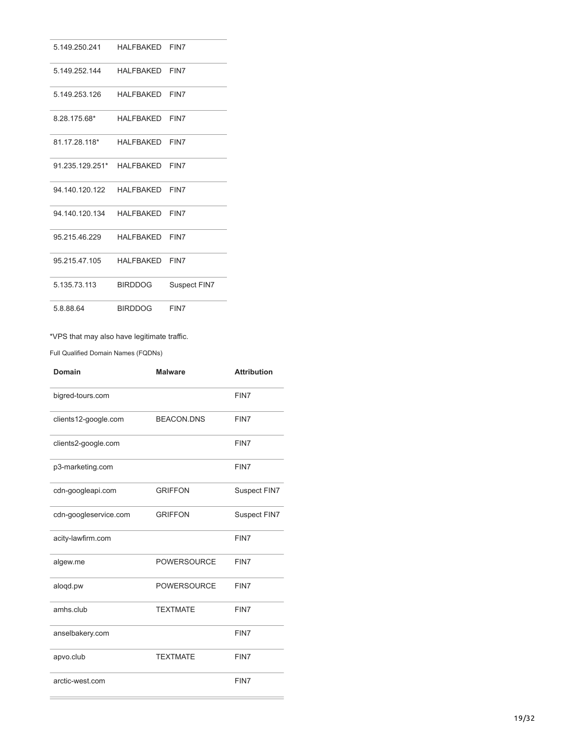| | | |
|---|---|---|
| 5.149.250.241 | HALFBAKED | FIN7 |
| 5.149.252.144 | HALFBAKED | FIN7 |
| 5.149.253.126 | HALFBAKED | FIN7 |
| 8.28.175.68* | HALFBAKED | FIN7 |
| 81.17.28.118* | HALFBAKED | FIN7 |
| 91.235.129.251* | HALFBAKED | FIN7 |
| 94.140.120.122 | HALFBAKED | FIN7 |
| 94.140.120.134 | HALFBAKED | FIN7 |
| 95.215.46.229 | HALFBAKED | FIN7 |
| 95.215.47.105 | HALFBAKED | FIN7 |
| 5.135.73.113 | BIRDDOG | Suspect FIN7 |
| 5.8.88.64 | BIRDDOG | FIN7 |

*VPS that may also have legitimate traffic.

Full Qualified Domain Names (FQDNs)

| Domain | Malware | Attribution |
|---|---|---|
| bigred-tours.com | | FIN7 |
| clients12-google.com | BEACON.DNS | FIN7 |
| clients2-google.com | | FIN7 |
| p3-marketing.com | | FIN7 |
| cdn-googleapi.com | GRIFFON | Suspect FIN7 |
| cdn-googleservice.com | GRIFFON | Suspect FIN7 |
| acity-lawfirm.com | | FIN7 |
| algew.me | POWERSOURCE | FIN7 |
| aloqd.pw | POWERSOURCE | FIN7 |
| amhs.club | TEXTMATE | FIN7 |
| anselbakery.com | | FIN7 |
| apvo.club | TEXTMATE | FIN7 |
| arctic-west.com | | FIN7 |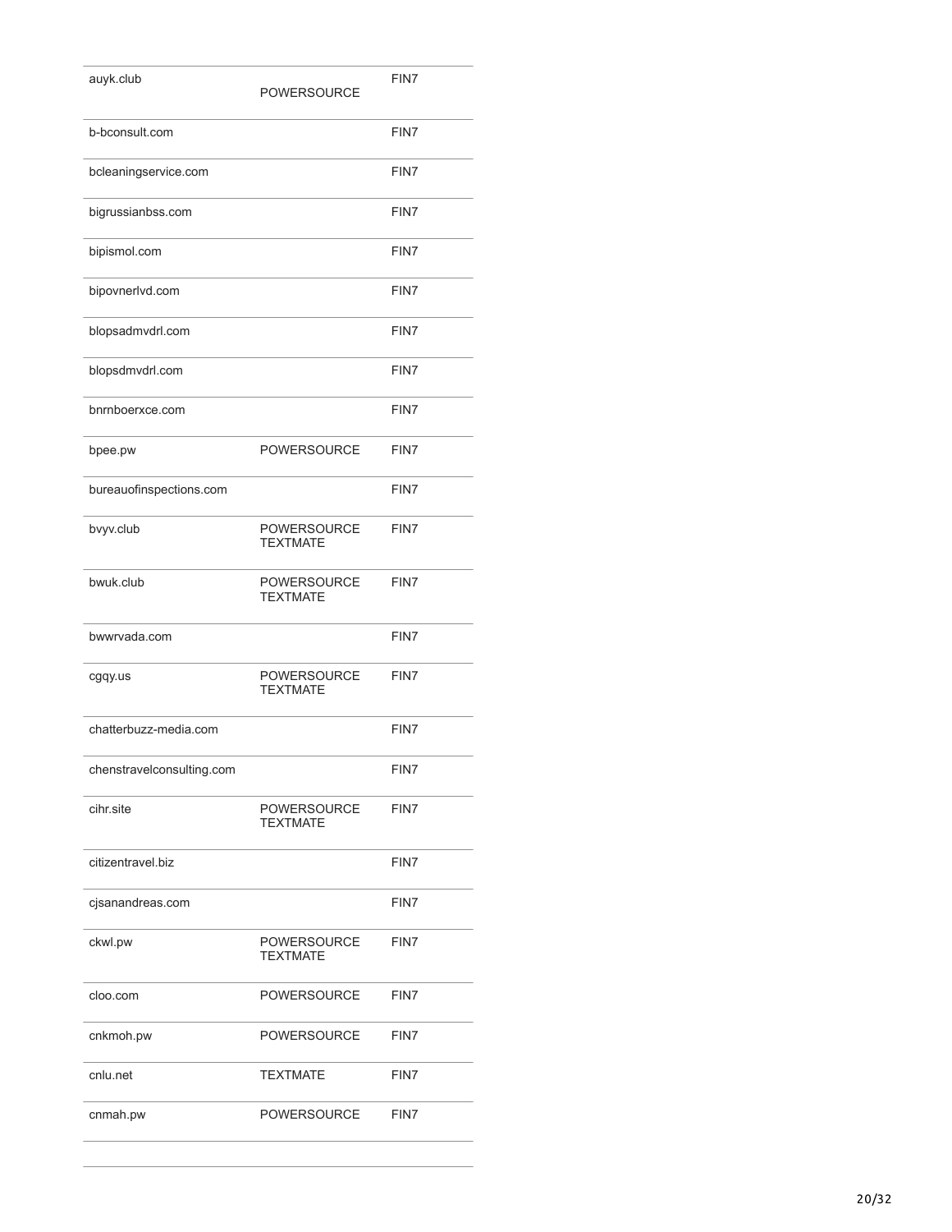| | | |
|---|---|---|
| auyk.club | POWERSOURCE | FIN7 |
| b-bconsult.com | | FIN7 |
| bcleaningservice.com | | FIN7 |
| bigrussianbss.com | | FIN7 |
| bipismol.com | | FIN7 |
| bipovnerlvd.com | | FIN7 |
| blopsadmvdrl.com | | FIN7 |
| blopsdmvdrl.com | | FIN7 |
| bnrnboerxce.com | | FIN7 |
| bpee.pw | POWERSOURCE | FIN7 |
| bureauofinspections.com | | FIN7 |
| bvyv.club | POWERSOURCE TEXTMATE | FIN7 |
| bwuk.club | POWERSOURCE TEXTMATE | FIN7 |
| bwwrvada.com | | FIN7 |
| cgqy.us | POWERSOURCE TEXTMATE | FIN7 |
| chatterbuzz-media.com | | FIN7 |
| chenstravelconsulting.com | | FIN7 |
| cihr.site | POWERSOURCE TEXTMATE | FIN7 |
| citizentravel.biz | | FIN7 |
| cjsanandreas.com | | FIN7 |
| ckwl.pw | POWERSOURCE TEXTMATE | FIN7 |
| cloo.com | POWERSOURCE | FIN7 |
| cnkmoh.pw | POWERSOURCE | FIN7 |
| cnlu.net | TEXTMATE | FIN7 |
| cnmah.pw | POWERSOURCE | FIN7 |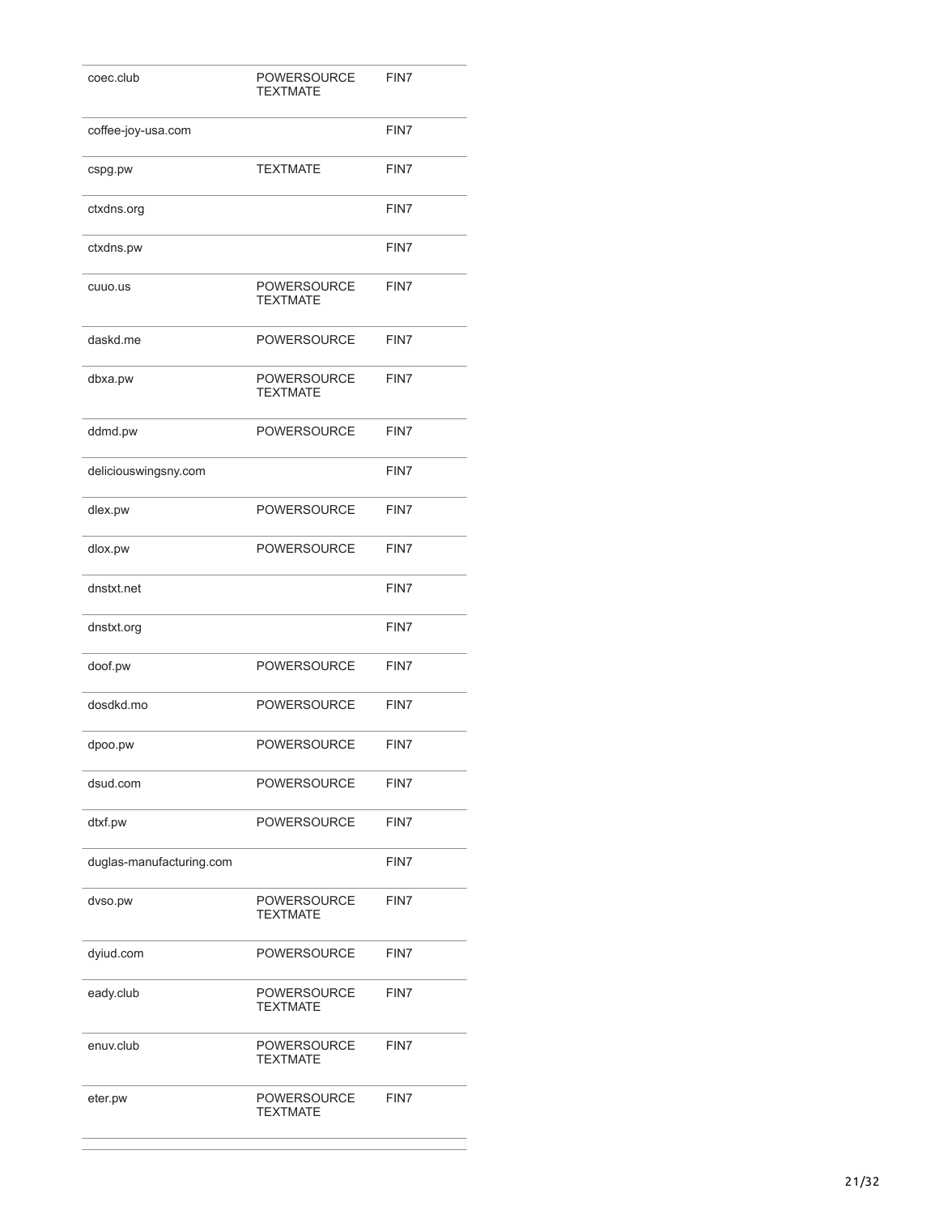| | | |
|---|---|---|
| coec.club | POWERSOURCE TEXTMATE | FIN7 |
| coffee-joy-usa.com | | FIN7 |
| cspg.pw | TEXTMATE | FIN7 |
| ctxdns.org | | FIN7 |
| ctxdns.pw | | FIN7 |
| cuuo.us | POWERSOURCE TEXTMATE | FIN7 |
| daskd.me | POWERSOURCE | FIN7 |
| dbxa.pw | POWERSOURCE TEXTMATE | FIN7 |
| ddmd.pw | POWERSOURCE | FIN7 |
| deliciouswingsny.com | | FIN7 |
| dlex.pw | POWERSOURCE | FIN7 |
| dlox.pw | POWERSOURCE | FIN7 |
| dnstxt.net | | FIN7 |
| dnstxt.org | | FIN7 |
| doof.pw | POWERSOURCE | FIN7 |
| dosdkd.mo | POWERSOURCE | FIN7 |
| dpoo.pw | POWERSOURCE | FIN7 |
| dsud.com | POWERSOURCE | FIN7 |
| dtxf.pw | POWERSOURCE | FIN7 |
| duglas-manufacturing.com | | FIN7 |
| dvso.pw | POWERSOURCE TEXTMATE | FIN7 |
| dyiud.com | POWERSOURCE | FIN7 |
| eady.club | POWERSOURCE TEXTMATE | FIN7 |
| enuv.club | POWERSOURCE TEXTMATE | FIN7 |
| eter.pw | POWERSOURCE TEXTMATE | FIN7 |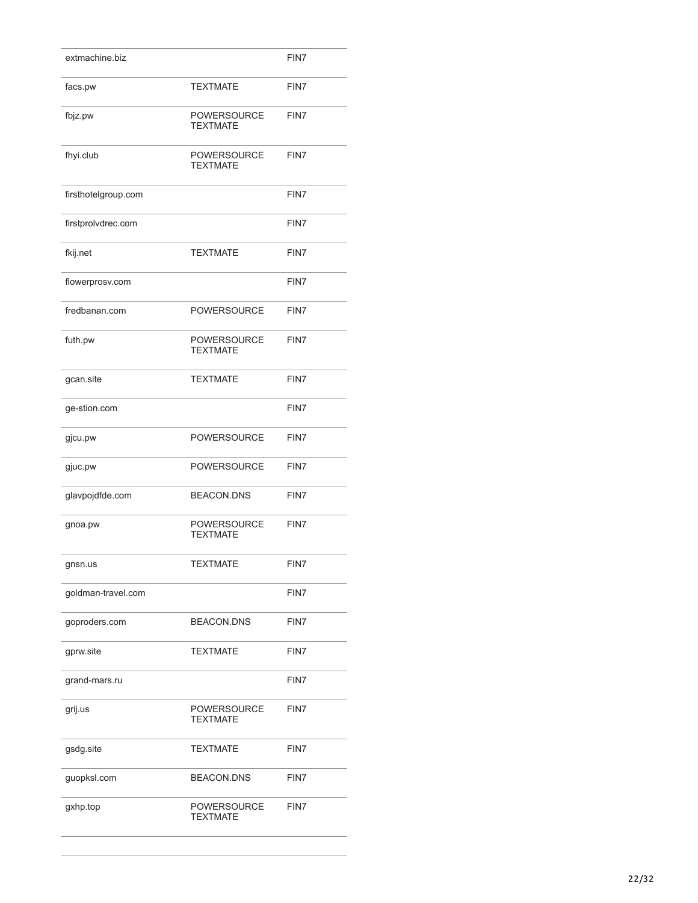| | | |
|---|---|---|
| extmachine.biz | | FIN7 |
| facs.pw | TEXTMATE | FIN7 |
| fbjz.pw | POWERSOURCE TEXTMATE | FIN7 |
| fhyi.club | POWERSOURCE TEXTMATE | FIN7 |
| firsthotelgroup.com | | FIN7 |
| firstprolvdrec.com | | FIN7 |
| fkij.net | TEXTMATE | FIN7 |
| flowerprosv.com | | FIN7 |
| fredbanan.com | POWERSOURCE | FIN7 |
| futh.pw | POWERSOURCE TEXTMATE | FIN7 |
| gcan.site | TEXTMATE | FIN7 |
| ge-stion.com | | FIN7 |
| gjcu.pw | POWERSOURCE | FIN7 |
| gjuc.pw | POWERSOURCE | FIN7 |
| glavpojdfde.com | BEACON.DNS | FIN7 |
| gnoa.pw | POWERSOURCE TEXTMATE | FIN7 |
| gnsn.us | TEXTMATE | FIN7 |
| goldman-travel.com | | FIN7 |
| goproders.com | BEACON.DNS | FIN7 |
| gprw.site | TEXTMATE | FIN7 |
| grand-mars.ru | | FIN7 |
| grij.us | POWERSOURCE TEXTMATE | FIN7 |
| gsdg.site | TEXTMATE | FIN7 |
| guopksl.com | BEACON.DNS | FIN7 |
| gxhp.top | POWERSOURCE TEXTMATE | FIN7 |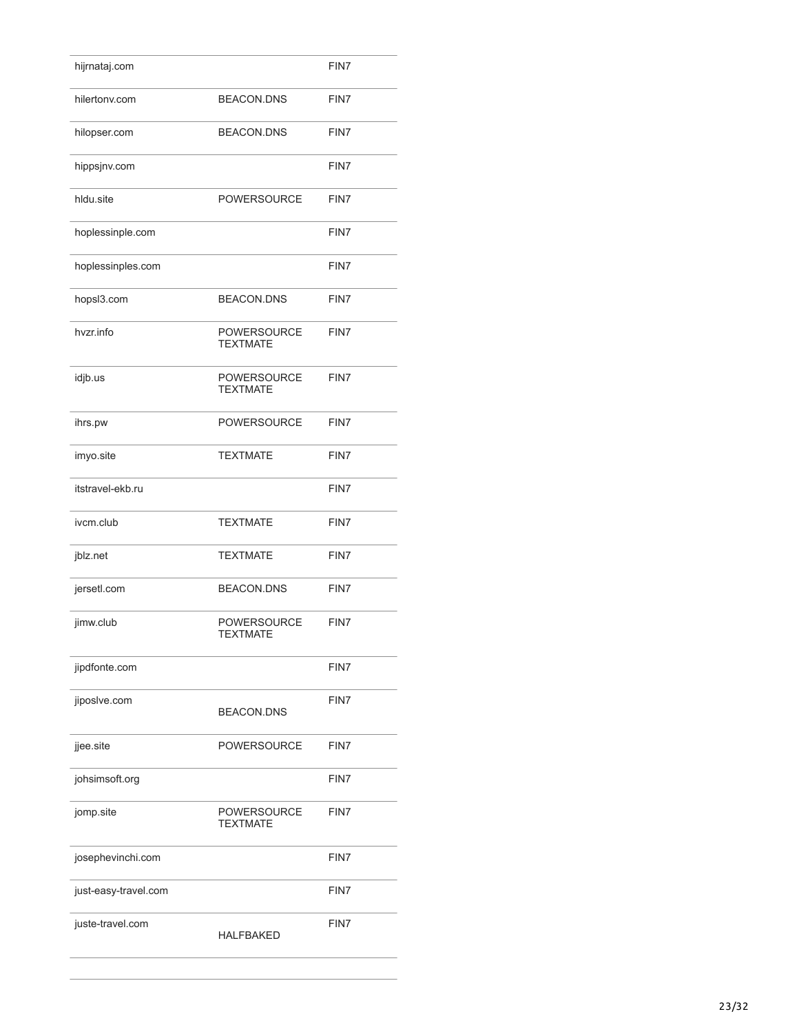| | | |
|---|---|---|
| hijrnataj.com | | FIN7 |
| hilertonv.com | BEACON.DNS | FIN7 |
| hilopser.com | BEACON.DNS | FIN7 |
| hippsjnv.com | | FIN7 |
| hldu.site | POWERSOURCE | FIN7 |
| hoplessinple.com | | FIN7 |
| hoplessinples.com | | FIN7 |
| hopsl3.com | BEACON.DNS | FIN7 |
| hvzr.info | POWERSOURCE TEXTMATE | FIN7 |
| idjb.us | POWERSOURCE TEXTMATE | FIN7 |
| ihrs.pw | POWERSOURCE | FIN7 |
| imyo.site | TEXTMATE | FIN7 |
| itstravel-ekb.ru | | FIN7 |
| ivcm.club | TEXTMATE | FIN7 |
| jblz.net | TEXTMATE | FIN7 |
| jersetl.com | BEACON.DNS | FIN7 |
| jimw.club | POWERSOURCE TEXTMATE | FIN7 |
| jipdfonte.com | | FIN7 |
| jiposlve.com | BEACON.DNS | FIN7 |
| jjee.site | POWERSOURCE | FIN7 |
| johsimsoft.org | | FIN7 |
| jomp.site | POWERSOURCE TEXTMATE | FIN7 |
| josephevinchi.com | | FIN7 |
| just-easy-travel.com | | FIN7 |
| juste-travel.com | HALFBAKED | FIN7 |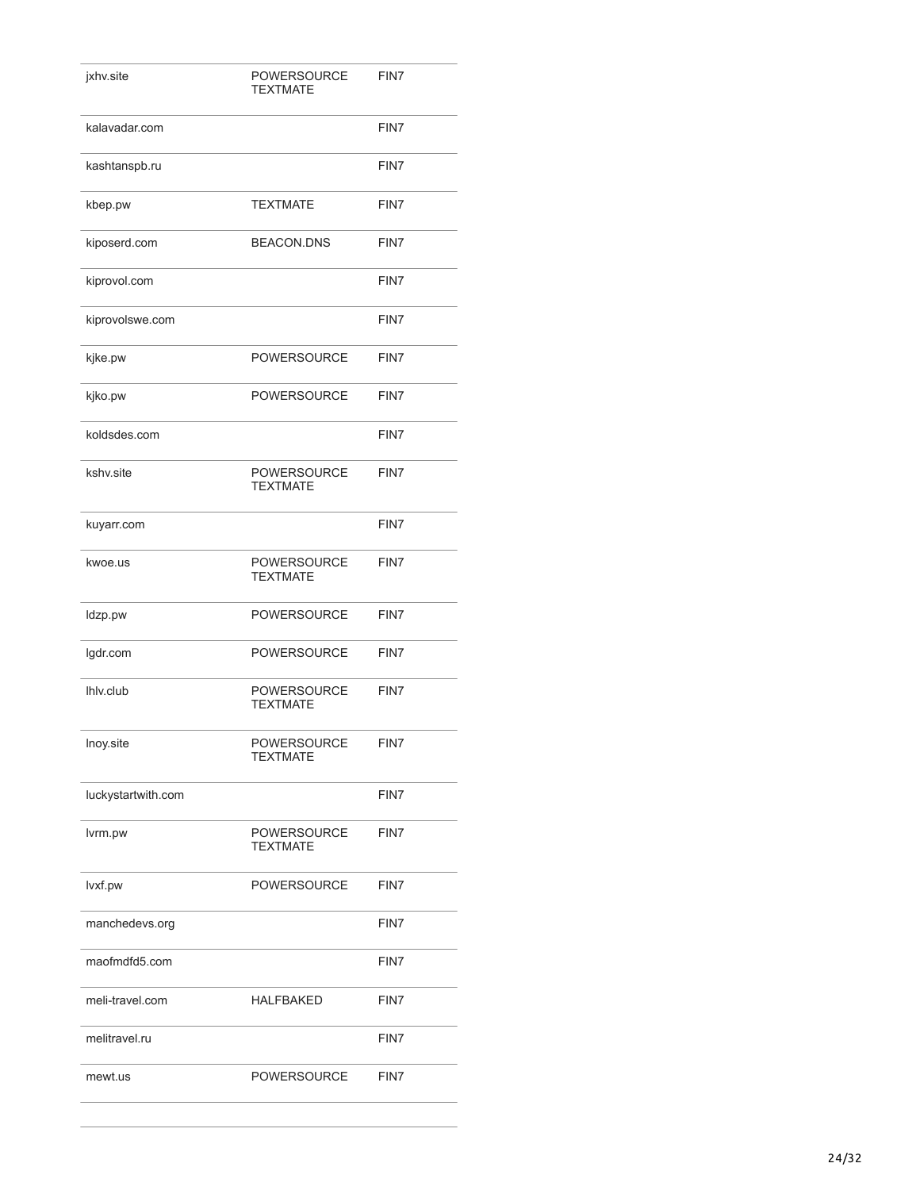| | | |
|---|---|---|
| jxhv.site | POWERSOURCE TEXTMATE | FIN7 |
| kalavadar.com | | FIN7 |
| kashtanspb.ru | | FIN7 |
| kbep.pw | TEXTMATE | FIN7 |
| kiposerd.com | BEACON.DNS | FIN7 |
| kiprovol.com | | FIN7 |
| kiprovolswe.com | | FIN7 |
| kjke.pw | POWERSOURCE | FIN7 |
| kjko.pw | POWERSOURCE | FIN7 |
| koldsdes.com | | FIN7 |
| kshv.site | POWERSOURCE TEXTMATE | FIN7 |
| kuyarr.com | | FIN7 |
| kwoe.us | POWERSOURCE TEXTMATE | FIN7 |
| ldzp.pw | POWERSOURCE | FIN7 |
| lgdr.com | POWERSOURCE | FIN7 |
| lhlv.club | POWERSOURCE TEXTMATE | FIN7 |
| lnoy.site | POWERSOURCE TEXTMATE | FIN7 |
| luckystartwith.com | | FIN7 |
| lvrm.pw | POWERSOURCE TEXTMATE | FIN7 |
| lvxf.pw | POWERSOURCE | FIN7 |
| manchedevs.org | | FIN7 |
| maofmdfd5.com | | FIN7 |
| meli-travel.com | HALFBAKED | FIN7 |
| melitravel.ru | | FIN7 |
| mewt.us | POWERSOURCE | FIN7 |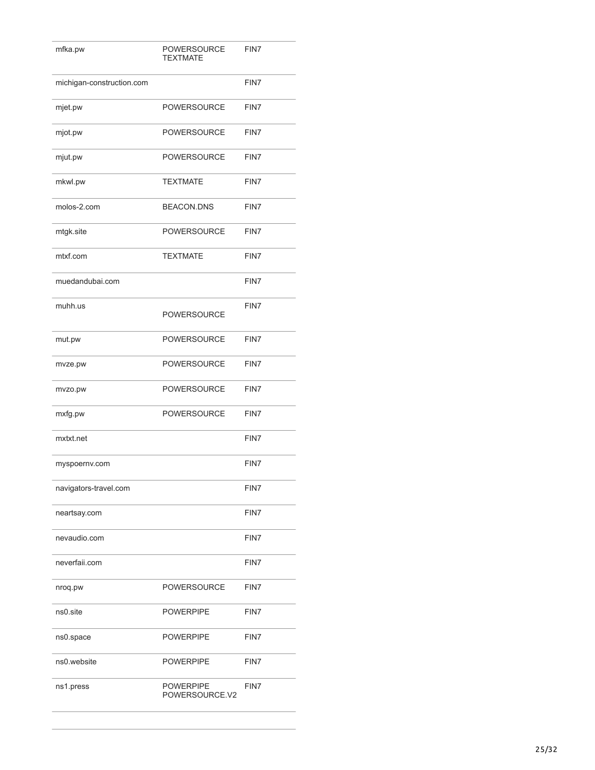| | | |
|---|---|---|
| mfka.pw | POWERSOURCE TEXTMATE | FIN7 |
| michigan-construction.com | | FIN7 |
| mjet.pw | POWERSOURCE | FIN7 |
| mjot.pw | POWERSOURCE | FIN7 |
| mjut.pw | POWERSOURCE | FIN7 |
| mkwl.pw | TEXTMATE | FIN7 |
| molos-2.com | BEACON.DNS | FIN7 |
| mtgk.site | POWERSOURCE | FIN7 |
| mtxf.com | TEXTMATE | FIN7 |
| muedandubai.com | | FIN7 |
| muhh.us | POWERSOURCE | FIN7 |
| mut.pw | POWERSOURCE | FIN7 |
| mvze.pw | POWERSOURCE | FIN7 |
| mvzo.pw | POWERSOURCE | FIN7 |
| mxfg.pw | POWERSOURCE | FIN7 |
| mxtxt.net | | FIN7 |
| myspoernv.com | | FIN7 |
| navigators-travel.com | | FIN7 |
| neartsay.com | | FIN7 |
| nevaudio.com | | FIN7 |
| neverfaii.com | | FIN7 |
| nroq.pw | POWERSOURCE | FIN7 |
| ns0.site | POWERPIPE | FIN7 |
| ns0.space | POWERPIPE | FIN7 |
| ns0.website | POWERPIPE | FIN7 |
| ns1.press | POWERPIPE POWERSOURCE.V2 | FIN7 |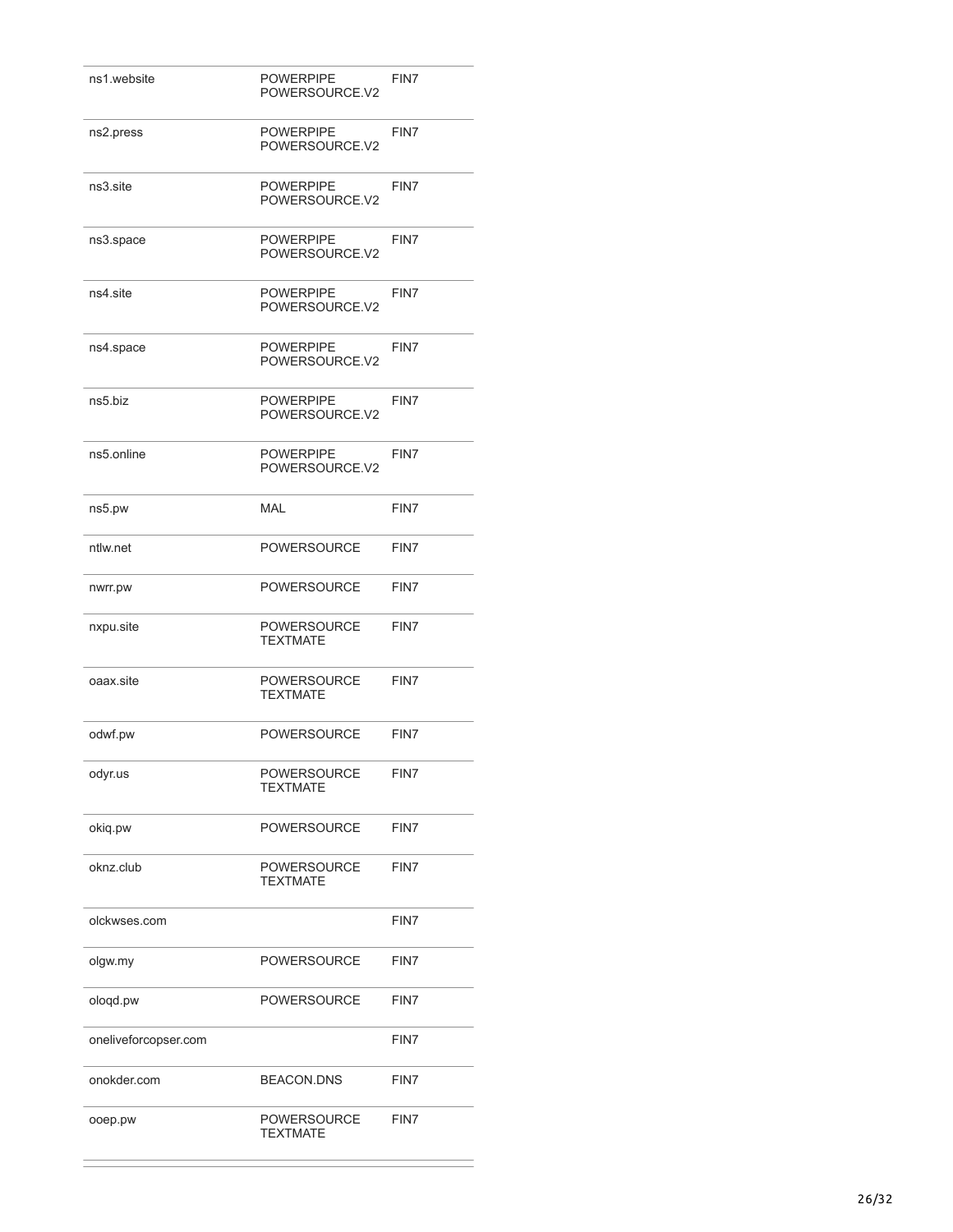| | | |
|---|---|---|
| ns1.website | POWERPIPE POWERSOURCE.V2 | FIN7 |
| ns2.press | POWERPIPE POWERSOURCE.V2 | FIN7 |
| ns3.site | POWERPIPE POWERSOURCE.V2 | FIN7 |
| ns3.space | POWERPIPE POWERSOURCE.V2 | FIN7 |
| ns4.site | POWERPIPE POWERSOURCE.V2 | FIN7 |
| ns4.space | POWERPIPE POWERSOURCE.V2 | FIN7 |
| ns5.biz | POWERPIPE POWERSOURCE.V2 | FIN7 |
| ns5.online | POWERPIPE POWERSOURCE.V2 | FIN7 |
| ns5.pw | MAL | FIN7 |
| ntlw.net | POWERSOURCE | FIN7 |
| nwrr.pw | POWERSOURCE | FIN7 |
| nxpu.site | POWERSOURCE TEXTMATE | FIN7 |
| oaax.site | POWERSOURCE TEXTMATE | FIN7 |
| odwf.pw | POWERSOURCE | FIN7 |
| odyr.us | POWERSOURCE TEXTMATE | FIN7 |
| okiq.pw | POWERSOURCE | FIN7 |
| oknz.club | POWERSOURCE TEXTMATE | FIN7 |
| olckwses.com | | FIN7 |
| olgw.my | POWERSOURCE | FIN7 |
| oloqd.pw | POWERSOURCE | FIN7 |
| oneliveforcopser.com | | FIN7 |
| onokder.com | BEACON.DNS | FIN7 |
| ooep.pw | POWERSOURCE TEXTMATE | FIN7 |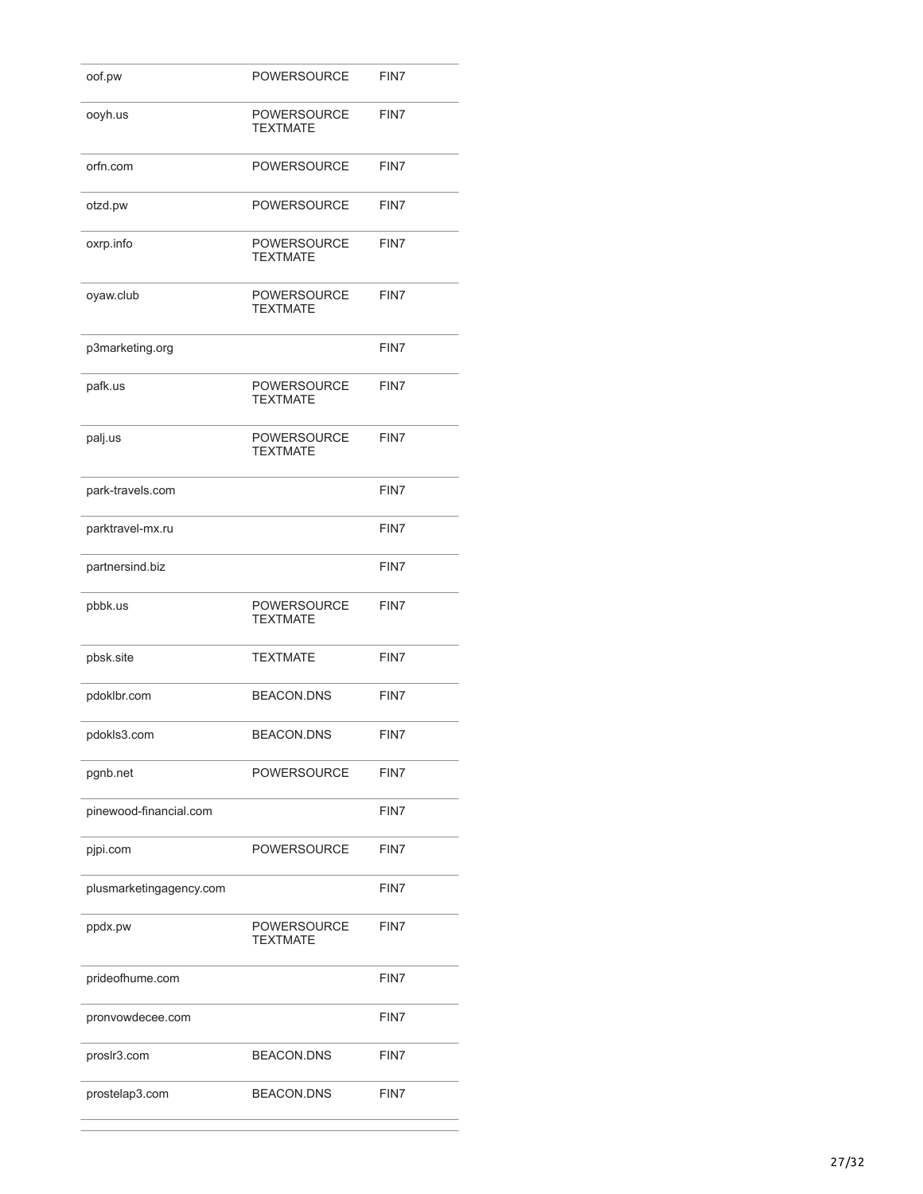| | | |
|---|---|---|
| oof.pw | POWERSOURCE | FIN7 |
| ooyh.us | POWERSOURCE TEXTMATE | FIN7 |
| orfn.com | POWERSOURCE | FIN7 |
| otzd.pw | POWERSOURCE | FIN7 |
| oxrp.info | POWERSOURCE TEXTMATE | FIN7 |
| oyaw.club | POWERSOURCE TEXTMATE | FIN7 |
| p3marketing.org | | FIN7 |
| pafk.us | POWERSOURCE TEXTMATE | FIN7 |
| palj.us | POWERSOURCE TEXTMATE | FIN7 |
| park-travels.com | | FIN7 |
| parktravel-mx.ru | | FIN7 |
| partnersind.biz | | FIN7 |
| pbbk.us | POWERSOURCE TEXTMATE | FIN7 |
| pbsk.site | TEXTMATE | FIN7 |
| pdoklbr.com | BEACON.DNS | FIN7 |
| pdokls3.com | BEACON.DNS | FIN7 |
| pgnb.net | POWERSOURCE | FIN7 |
| pinewood-financial.com | | FIN7 |
| pjpi.com | POWERSOURCE | FIN7 |
| plusmarketingagency.com | | FIN7 |
| ppdx.pw | POWERSOURCE TEXTMATE | FIN7 |
| prideofhume.com | | FIN7 |
| pronvowdecee.com | | FIN7 |
| proslr3.com | BEACON.DNS | FIN7 |
| prostelap3.com | BEACON.DNS | FIN7 |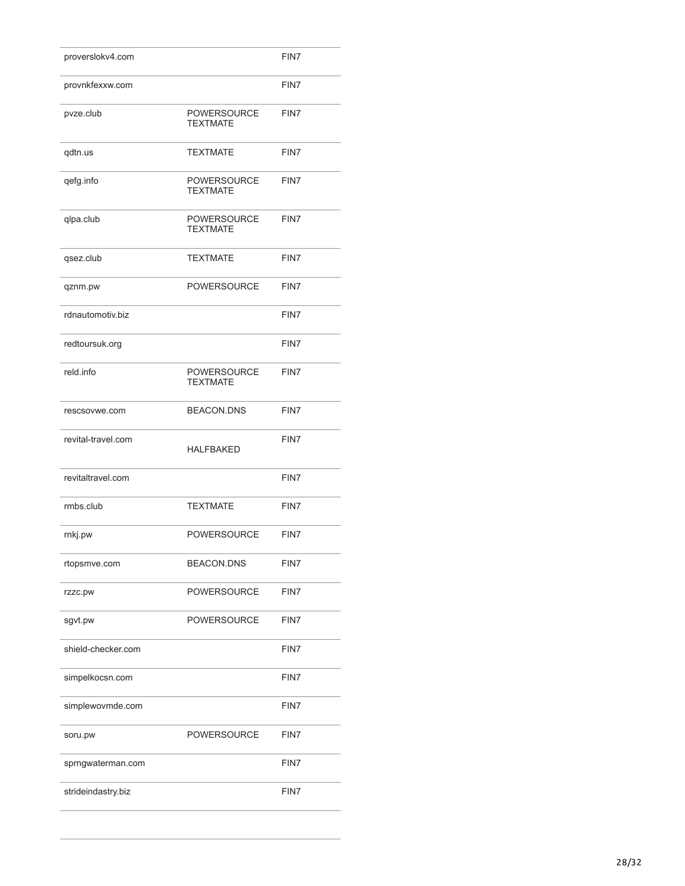| | | |
|---|---|---|
| proverslokv4.com | | FIN7 |
| provnkfexxw.com | | FIN7 |
| pvze.club | POWERSOURCE TEXTMATE | FIN7 |
| qdtn.us | TEXTMATE | FIN7 |
| qefg.info | POWERSOURCE TEXTMATE | FIN7 |
| qlpa.club | POWERSOURCE TEXTMATE | FIN7 |
| qsez.club | TEXTMATE | FIN7 |
| qznm.pw | POWERSOURCE | FIN7 |
| rdnautomotiv.biz | | FIN7 |
| redtoursuk.org | | FIN7 |
| reld.info | POWERSOURCE TEXTMATE | FIN7 |
| rescsovwe.com | BEACON.DNS | FIN7 |
| revital-travel.com | HALFBAKED | FIN7 |
| revitaltravel.com | | FIN7 |
| rmbs.club | TEXTMATE | FIN7 |
| rnkj.pw | POWERSOURCE | FIN7 |
| rtopsmve.com | BEACON.DNS | FIN7 |
| rzzc.pw | POWERSOURCE | FIN7 |
| sgvt.pw | POWERSOURCE | FIN7 |
| shield-checker.com | | FIN7 |
| simpelkocsn.com | | FIN7 |
| simplewovmde.com | | FIN7 |
| soru.pw | POWERSOURCE | FIN7 |
| sprngwaterman.com | | FIN7 |
| strideindastry.biz | | FIN7 |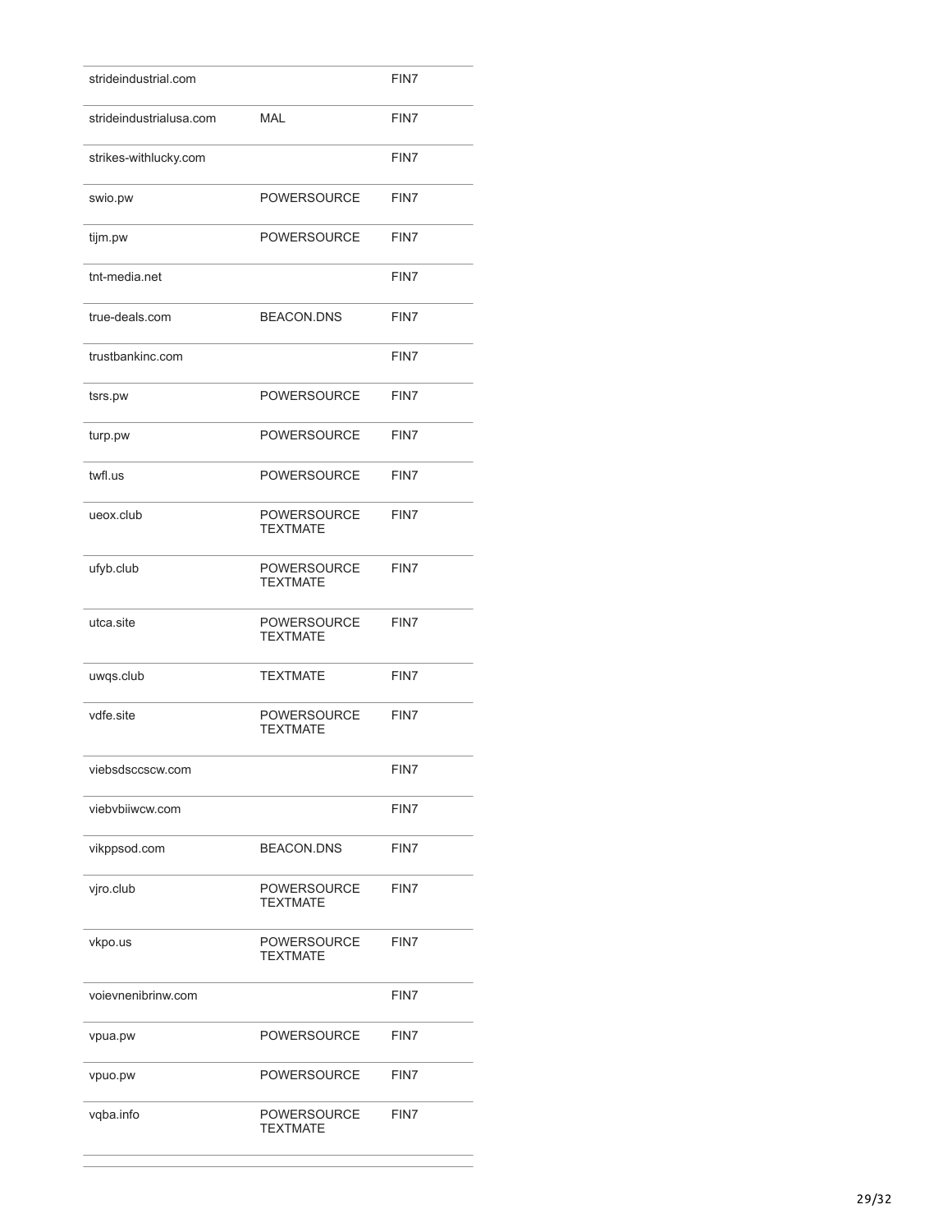| | | |
|---|---|---|
| strideindustrial.com | | FIN7 |
| strideindustrialusa.com | MAL | FIN7 |
| strikes-withlucky.com | | FIN7 |
| swio.pw | POWERSOURCE | FIN7 |
| tijm.pw | POWERSOURCE | FIN7 |
| tnt-media.net | | FIN7 |
| true-deals.com | BEACON.DNS | FIN7 |
| trustbankinc.com | | FIN7 |
| tsrs.pw | POWERSOURCE | FIN7 |
| turp.pw | POWERSOURCE | FIN7 |
| twfl.us | POWERSOURCE | FIN7 |
| ueox.club | POWERSOURCE TEXTMATE | FIN7 |
| ufyb.club | POWERSOURCE TEXTMATE | FIN7 |
| utca.site | POWERSOURCE TEXTMATE | FIN7 |
| uwqs.club | TEXTMATE | FIN7 |
| vdfe.site | POWERSOURCE TEXTMATE | FIN7 |
| viebsdsccscw.com | | FIN7 |
| viebvbiiwcw.com | | FIN7 |
| vikppsod.com | BEACON.DNS | FIN7 |
| vjro.club | POWERSOURCE TEXTMATE | FIN7 |
| vkpo.us | POWERSOURCE TEXTMATE | FIN7 |
| voievnenibrinw.com | | FIN7 |
| vpua.pw | POWERSOURCE | FIN7 |
| vpuo.pw | POWERSOURCE | FIN7 |
| vqba.info | POWERSOURCE TEXTMATE | FIN7 |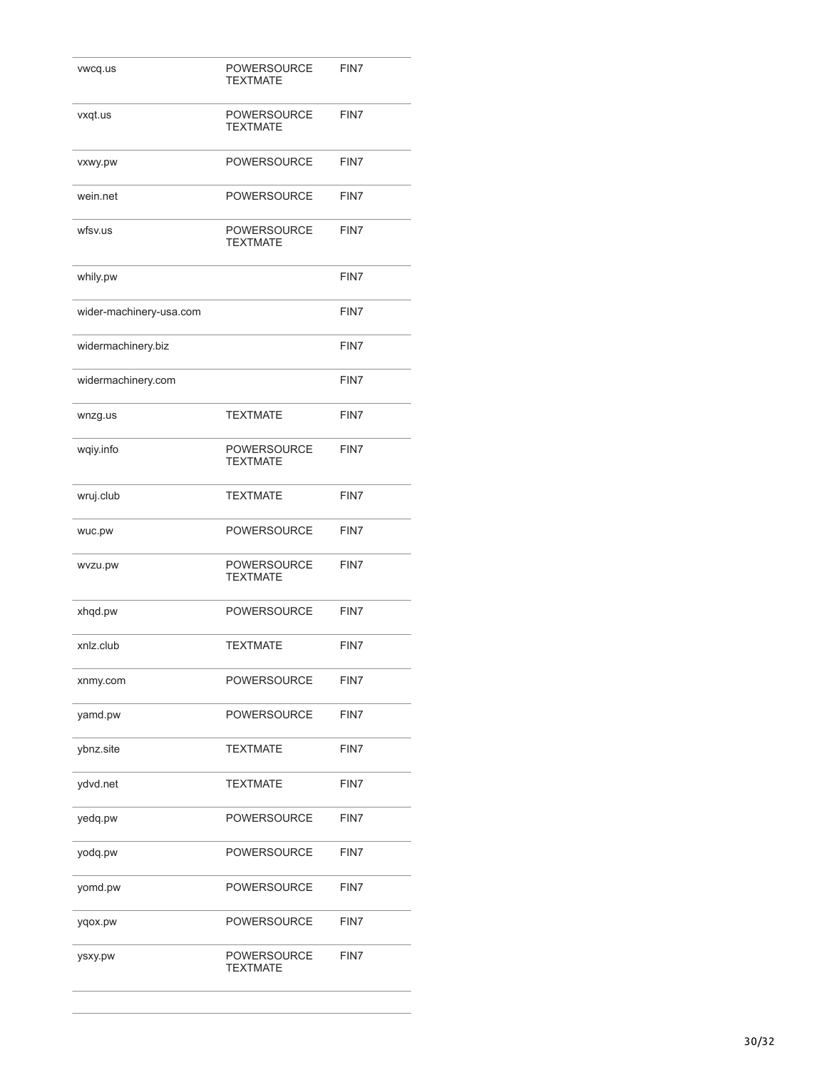| | | |
|---|---|---|
| vwcq.us | POWERSOURCE TEXTMATE | FIN7 |
| vxqt.us | POWERSOURCE TEXTMATE | FIN7 |
| vxwy.pw | POWERSOURCE | FIN7 |
| wein.net | POWERSOURCE | FIN7 |
| wfsv.us | POWERSOURCE TEXTMATE | FIN7 |
| whily.pw | | FIN7 |
| wider-machinery-usa.com | | FIN7 |
| widermachinery.biz | | FIN7 |
| widermachinery.com | | FIN7 |
| wnzg.us | TEXTMATE | FIN7 |
| wqiy.info | POWERSOURCE TEXTMATE | FIN7 |
| wruj.club | TEXTMATE | FIN7 |
| wuc.pw | POWERSOURCE | FIN7 |
| wvzu.pw | POWERSOURCE TEXTMATE | FIN7 |
| xhqd.pw | POWERSOURCE | FIN7 |
| xnlz.club | TEXTMATE | FIN7 |
| xnmy.com | POWERSOURCE | FIN7 |
| yamd.pw | POWERSOURCE | FIN7 |
| ybnz.site | TEXTMATE | FIN7 |
| ydvd.net | TEXTMATE | FIN7 |
| yedq.pw | POWERSOURCE | FIN7 |
| yodq.pw | POWERSOURCE | FIN7 |
| yomd.pw | POWERSOURCE | FIN7 |
| yqox.pw | POWERSOURCE | FIN7 |
| ysxy.pw | POWERSOURCE TEXTMATE | FIN7 |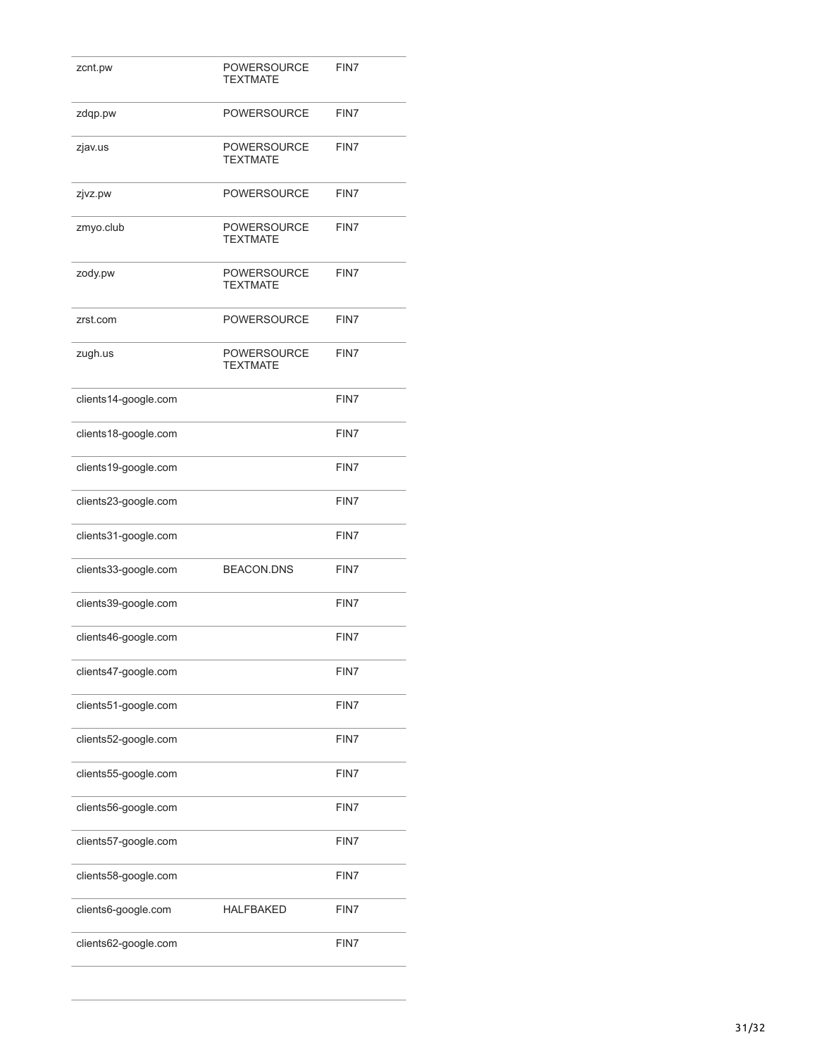| | | |
|---|---|---|
| zcnt.pw | POWERSOURCE TEXTMATE | FIN7 |
| zdqp.pw | POWERSOURCE | FIN7 |
| zjav.us | POWERSOURCE TEXTMATE | FIN7 |
| zjvz.pw | POWERSOURCE | FIN7 |
| zmyo.club | POWERSOURCE TEXTMATE | FIN7 |
| zody.pw | POWERSOURCE TEXTMATE | FIN7 |
| zrst.com | POWERSOURCE | FIN7 |
| zugh.us | POWERSOURCE TEXTMATE | FIN7 |
| clients14-google.com | | FIN7 |
| clients18-google.com | | FIN7 |
| clients19-google.com | | FIN7 |
| clients23-google.com | | FIN7 |
| clients31-google.com | | FIN7 |
| clients33-google.com | BEACON.DNS | FIN7 |
| clients39-google.com | | FIN7 |
| clients46-google.com | | FIN7 |
| clients47-google.com | | FIN7 |
| clients51-google.com | | FIN7 |
| clients52-google.com | | FIN7 |
| clients55-google.com | | FIN7 |
| clients56-google.com | | FIN7 |
| clients57-google.com | | FIN7 |
| clients58-google.com | | FIN7 |
| clients6-google.com | HALFBAKED | FIN7 |
| clients62-google.com | | FIN7 |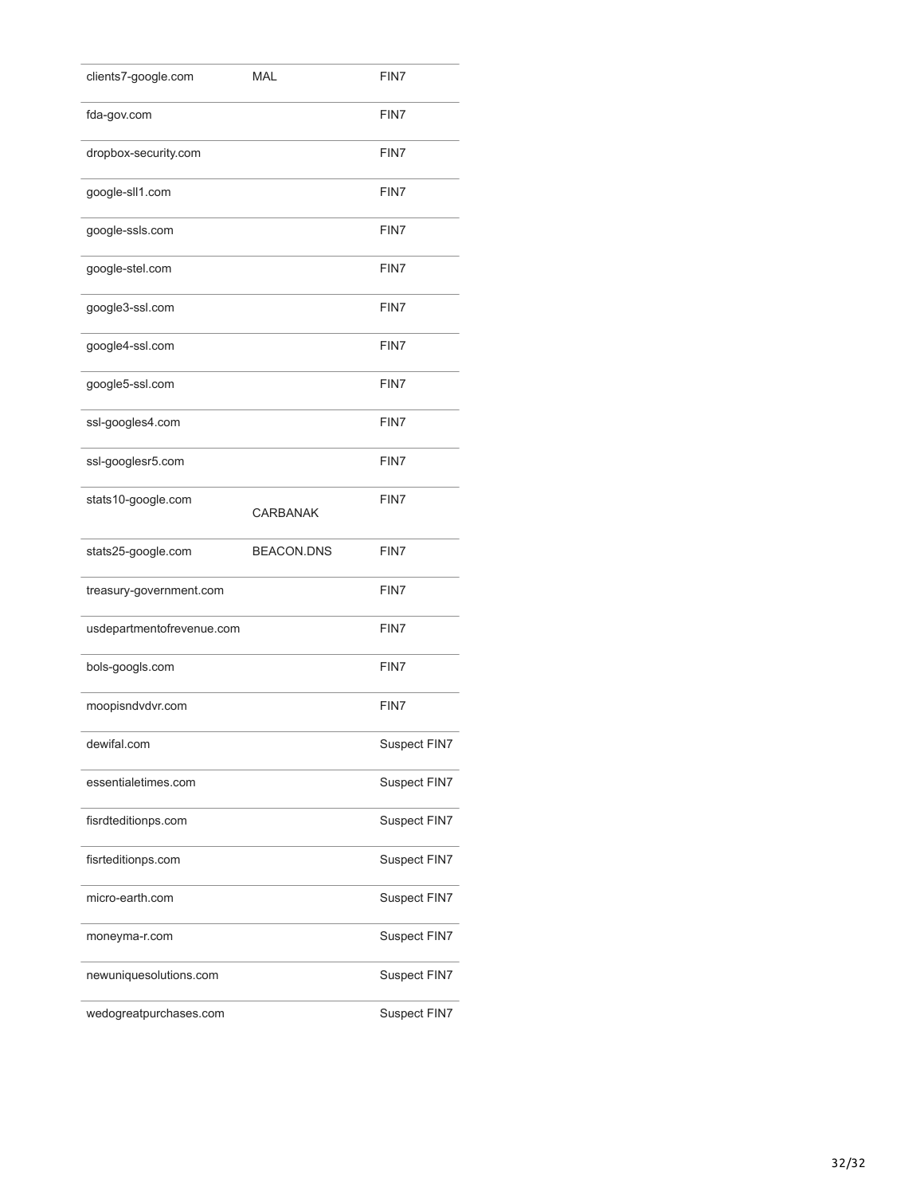| | | |
|---|---|---|
| clients7-google.com | MAL | FIN7 |
| fda-gov.com | | FIN7 |
| dropbox-security.com | | FIN7 |
| google-sll1.com | | FIN7 |
| google-ssls.com | | FIN7 |
| google-stel.com | | FIN7 |
| google3-ssl.com | | FIN7 |
| google4-ssl.com | | FIN7 |
| google5-ssl.com | | FIN7 |
| ssl-googles4.com | | FIN7 |
| ssl-googlesr5.com | | FIN7 |
| stats10-google.com | CARBANAK | FIN7 |
| stats25-google.com | BEACON.DNS | FIN7 |
| treasury-government.com | | FIN7 |
| usdepartmentofrevenue.com | | FIN7 |
| bols-googls.com | | FIN7 |
| moopisndvdvr.com | | FIN7 |
| dewifal.com | | Suspect FIN7 |
| essentialetimes.com | | Suspect FIN7 |
| fisrdteditionps.com | | Suspect FIN7 |
| fisrteditionps.com | | Suspect FIN7 |
| micro-earth.com | | Suspect FIN7 |
| moneyma-r.com | | Suspect FIN7 |
| newuniquesolutions.com | | Suspect FIN7 |
| wedogreatpurchases.com | | Suspect FIN7 |